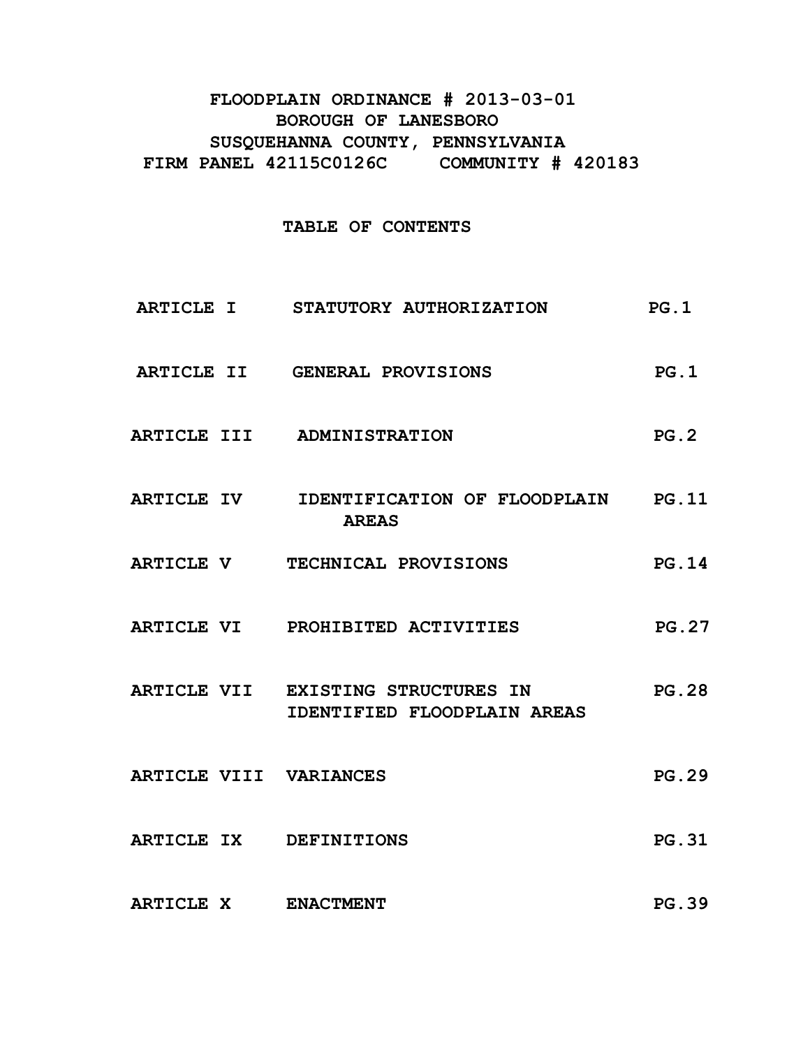# FLOODPLAIN ORDINANCE # 2013-03-01
# BOROUGH OF LANESBORO
# SUSQUEHANNA COUNTY, PENNSYLVANIA
# FIRM PANEL 42115C0126C COMMUNITY # 420183

## TABLE OF CONTENTS

| | | |
|---|---|---|
| ARTICLE I | STATUTORY AUTHORIZATION | PG.1 |
| ARTICLE II | GENERAL PROVISIONS | PG.1 |
| ARTICLE III | ADMINISTRATION | PG.2 |
| ARTICLE IV | IDENTIFICATION OF FLOODPLAIN AREAS | PG.11 |
| ARTICLE V | TECHNICAL PROVISIONS | PG.14 |
| ARTICLE VI | PROHIBITED ACTIVITIES | PG.27 |
| ARTICLE VII | EXISTING STRUCTURES IN IDENTIFIED FLOODPLAIN AREAS | PG.28 |
| ARTICLE VIII | VARIANCES | PG.29 |
| ARTICLE IX | DEFINITIONS | PG.31 |
| ARTICLE X | ENACTMENT | PG.39 |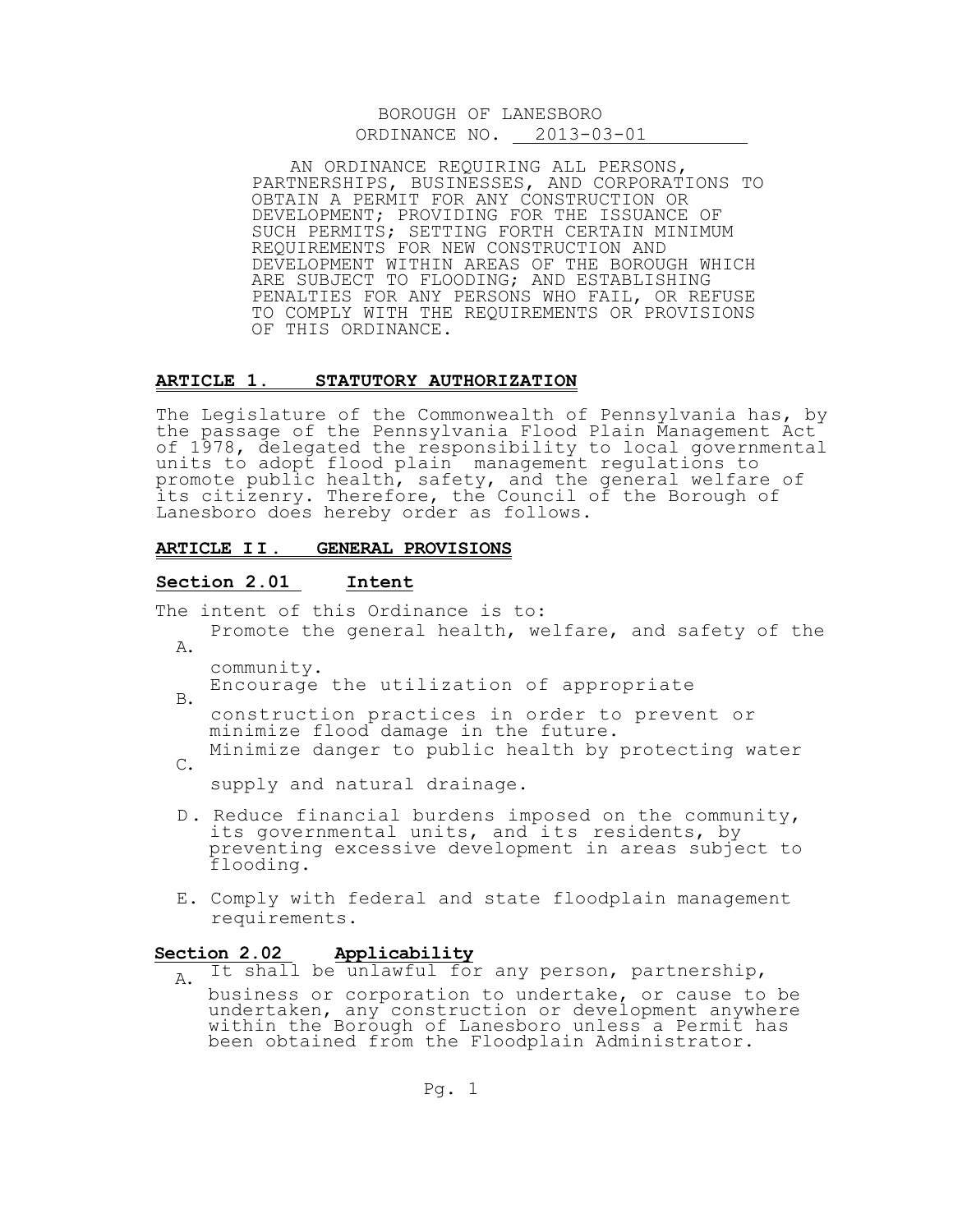BOROUGH OF LANESBORO
ORDINANCE NO. 2013-03-01

AN ORDINANCE REQUIRING ALL PERSONS, PARTNERSHIPS, BUSINESSES, AND CORPORATIONS TO OBTAIN A PERMIT FOR ANY CONSTRUCTION OR DEVELOPMENT; PROVIDING FOR THE ISSUANCE OF SUCH PERMITS; SETTING FORTH CERTAIN MINIMUM REQUIREMENTS FOR NEW CONSTRUCTION AND DEVELOPMENT WITHIN AREAS OF THE BOROUGH WHICH ARE SUBJECT TO FLOODING; AND ESTABLISHING PENALTIES FOR ANY PERSONS WHO FAIL, OR REFUSE TO COMPLY WITH THE REQUIREMENTS OR PROVISIONS OF THIS ORDINANCE.

## ARTICLE 1. STATUTORY AUTHORIZATION

The Legislature of the Commonwealth of Pennsylvania has, by the passage of the Pennsylvania Flood Plain Management Act of 1978, delegated the responsibility to local governmental units to adopt flood plain management regulations to promote public health, safety, and the general welfare of its citizenry. Therefore, the Council of the Borough of Lanesboro does hereby order as follows.

## ARTICLE II. GENERAL PROVISIONS

### Section 2.01 Intent

The intent of this Ordinance is to:

A. Promote the general health, welfare, and safety of the community.

B. Encourage the utilization of appropriate construction practices in order to prevent or minimize flood damage in the future.

C. Minimize danger to public health by protecting water supply and natural drainage.

D. Reduce financial burdens imposed on the community, its governmental units, and its residents, by preventing excessive development in areas subject to flooding.

E. Comply with federal and state floodplain management requirements.

### Section 2.02 Applicability

A. It shall be unlawful for any person, partnership, business or corporation to undertake, or cause to be undertaken, any construction or development anywhere within the Borough of Lanesboro unless a Permit has been obtained from the Floodplain Administrator.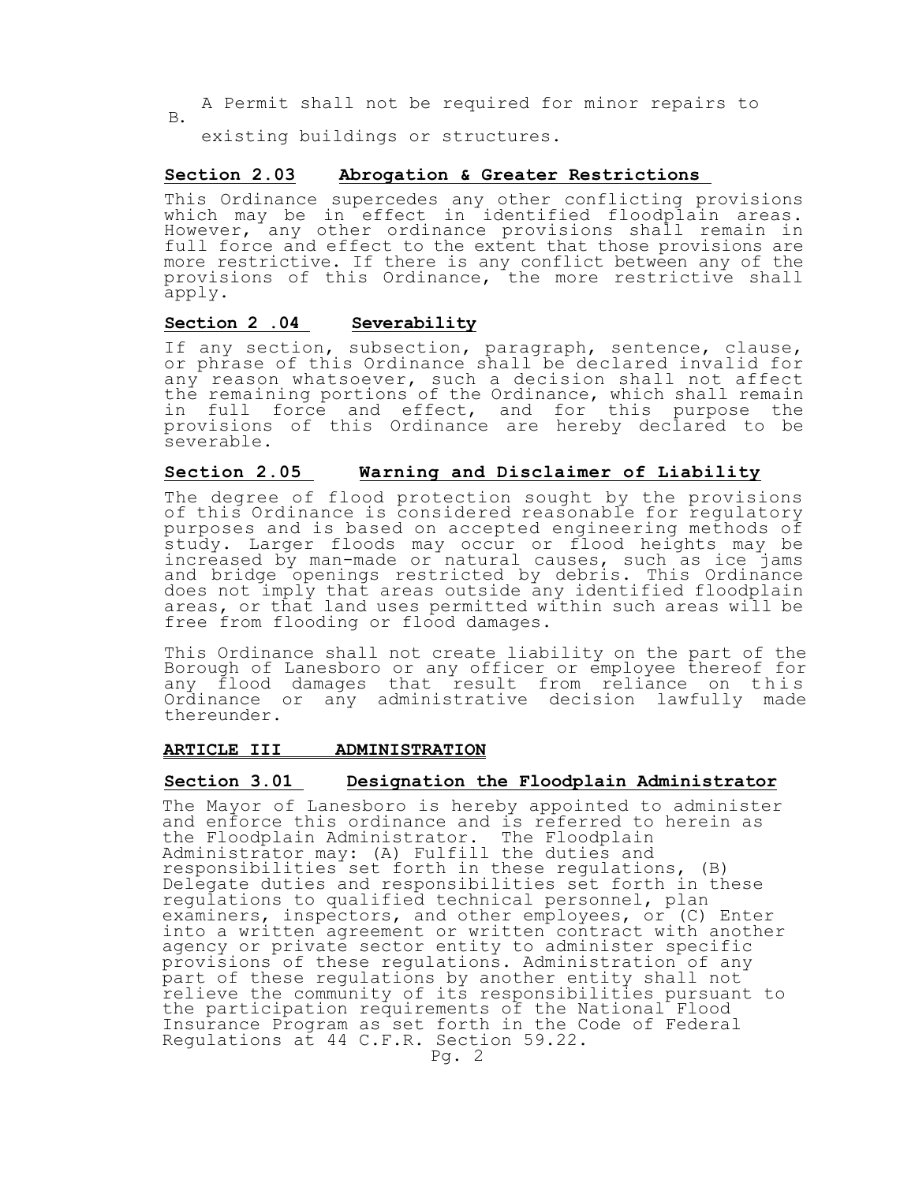B. A Permit shall not be required for minor repairs to existing buildings or structures.

## **Section 2.03 Abrogation & Greater Restrictions**

This Ordinance supercedes any other conflicting provisions which may be in effect in identified floodplain areas. However, any other ordinance provisions shall remain in full force and effect to the extent that those provisions are more restrictive. If there is any conflict between any of the provisions of this Ordinance, the more restrictive shall apply.

## **Section 2 .04 Severability**

If any section, subsection, paragraph, sentence, clause, or phrase of this Ordinance shall be declared invalid for any reason whatsoever, such a decision shall not affect the remaining portions of the Ordinance, which shall remain in full force and effect, and for this purpose the provisions of this Ordinance are hereby declared to be severable.

## **Section 2.05 Warning and Disclaimer of Liability**

The degree of flood protection sought by the provisions of this Ordinance is considered reasonable for regulatory purposes and is based on accepted engineering methods of study. Larger floods may occur or flood heights may be increased by man-made or natural causes, such as ice jams and bridge openings restricted by debris. This Ordinance does not imply that areas outside any identified floodplain areas, or that land uses permitted within such areas will be free from flooding or flood damages.

This Ordinance shall not create liability on the part of the Borough of Lanesboro or any officer or employee thereof for any flood damages that result from reliance on this Ordinance or any administrative decision lawfully made thereunder.

# **ARTICLE III ADMINISTRATION**

## **Section 3.01 Designation the Floodplain Administrator**

The Mayor of Lanesboro is hereby appointed to administer and enforce this ordinance and is referred to herein as the Floodplain Administrator. The Floodplain Administrator may: (A) Fulfill the duties and responsibilities set forth in these regulations, (B) Delegate duties and responsibilities set forth in these regulations to qualified technical personnel, plan examiners, inspectors, and other employees, or (C) Enter into a written agreement or written contract with another agency or private sector entity to administer specific provisions of these regulations. Administration of any part of these regulations by another entity shall not relieve the community of its responsibilities pursuant to the participation requirements of the National Flood Insurance Program as set forth in the Code of Federal Regulations at 44 C.F.R. Section 59.22.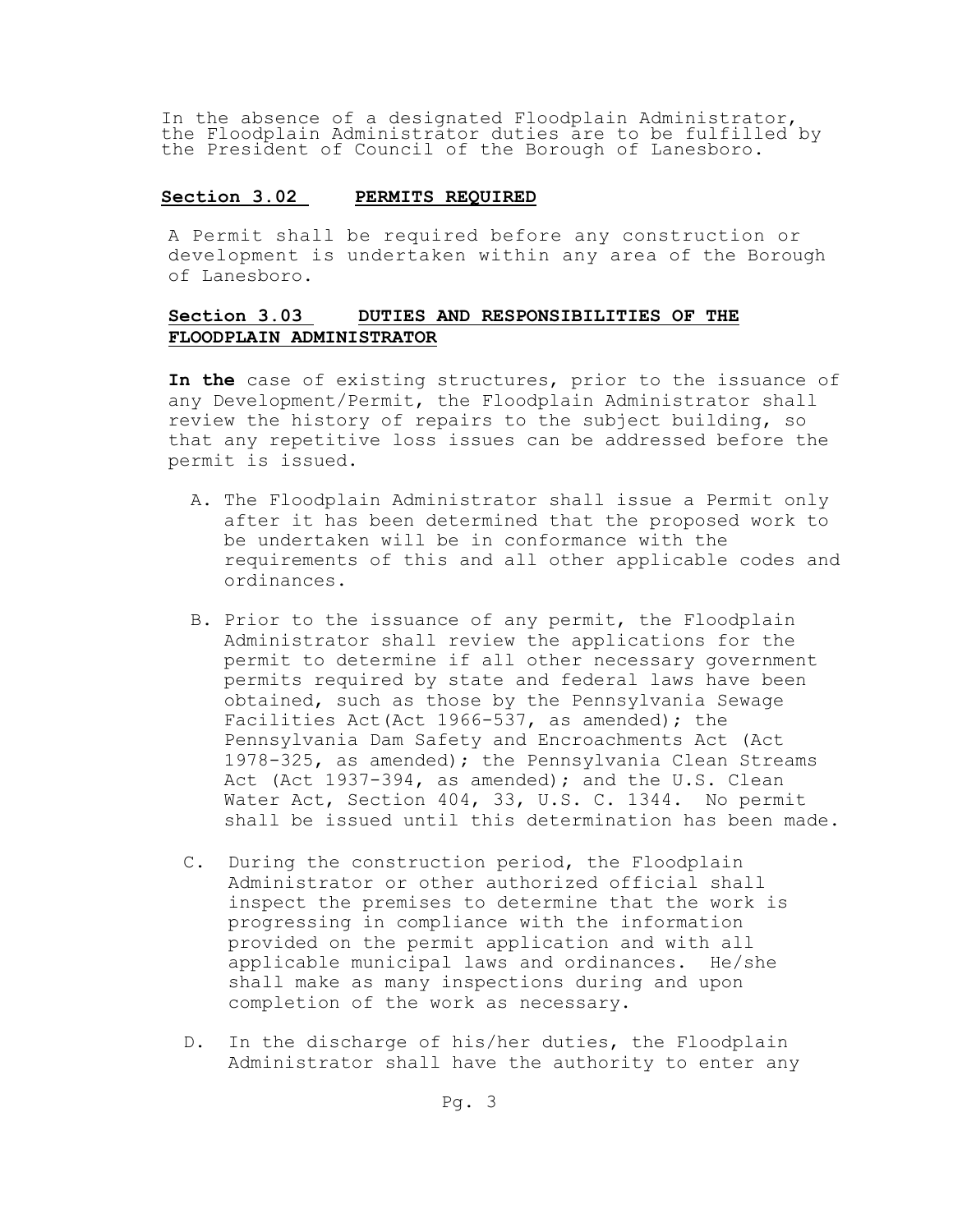In the absence of a designated Floodplain Administrator, the Floodplain Administrator duties are to be fulfilled by the President of Council of the Borough of Lanesboro.

## Section 3.02 PERMITS REQUIRED

A Permit shall be required before any construction or development is undertaken within any area of the Borough of Lanesboro.

## Section 3.03 DUTIES AND RESPONSIBILITIES OF THE FLOODPLAIN ADMINISTRATOR

**In the** case of existing structures, prior to the issuance of any Development/Permit, the Floodplain Administrator shall review the history of repairs to the subject building, so that any repetitive loss issues can be addressed before the permit is issued.

A. The Floodplain Administrator shall issue a Permit only after it has been determined that the proposed work to be undertaken will be in conformance with the requirements of this and all other applicable codes and ordinances.

B. Prior to the issuance of any permit, the Floodplain Administrator shall review the applications for the permit to determine if all other necessary government permits required by state and federal laws have been obtained, such as those by the Pennsylvania Sewage Facilities Act(Act 1966-537, as amended); the Pennsylvania Dam Safety and Encroachments Act (Act 1978-325, as amended); the Pennsylvania Clean Streams Act (Act 1937-394, as amended); and the U.S. Clean Water Act, Section 404, 33, U.S. C. 1344. No permit shall be issued until this determination has been made.

C. During the construction period, the Floodplain Administrator or other authorized official shall inspect the premises to determine that the work is progressing in compliance with the information provided on the permit application and with all applicable municipal laws and ordinances. He/she shall make as many inspections during and upon completion of the work as necessary.

D. In the discharge of his/her duties, the Floodplain Administrator shall have the authority to enter any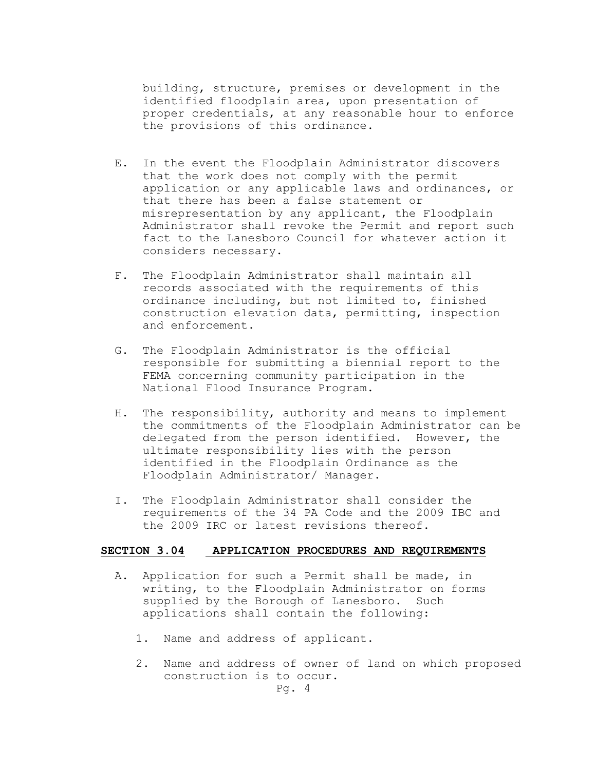building, structure, premises or development in the identified floodplain area, upon presentation of proper credentials, at any reasonable hour to enforce the provisions of this ordinance.

E. In the event the Floodplain Administrator discovers that the work does not comply with the permit application or any applicable laws and ordinances, or that there has been a false statement or misrepresentation by any applicant, the Floodplain Administrator shall revoke the Permit and report such fact to the Lanesboro Council for whatever action it considers necessary.

F. The Floodplain Administrator shall maintain all records associated with the requirements of this ordinance including, but not limited to, finished construction elevation data, permitting, inspection and enforcement.

G. The Floodplain Administrator is the official responsible for submitting a biennial report to the FEMA concerning community participation in the National Flood Insurance Program.

H. The responsibility, authority and means to implement the commitments of the Floodplain Administrator can be delegated from the person identified. However, the ultimate responsibility lies with the person identified in the Floodplain Ordinance as the Floodplain Administrator/ Manager.

I. The Floodplain Administrator shall consider the requirements of the 34 PA Code and the 2009 IBC and the 2009 IRC or latest revisions thereof.

## SECTION 3.04 APPLICATION PROCEDURES AND REQUIREMENTS

A. Application for such a Permit shall be made, in writing, to the Floodplain Administrator on forms supplied by the Borough of Lanesboro. Such applications shall contain the following:

   1. Name and address of applicant.

   2. Name and address of owner of land on which proposed construction is to occur.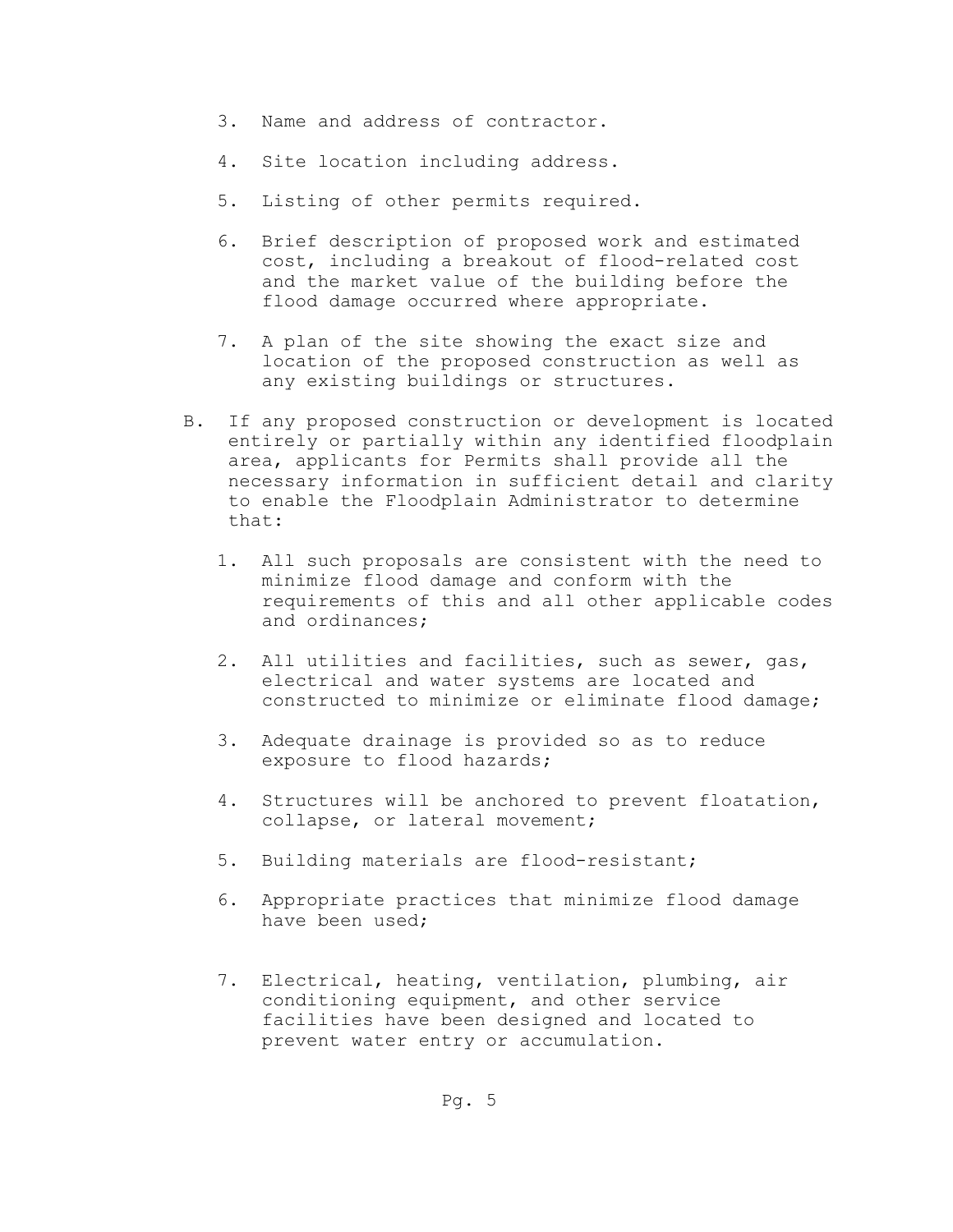3. Name and address of contractor.

4. Site location including address.

5. Listing of other permits required.

6. Brief description of proposed work and estimated cost, including a breakout of flood-related cost and the market value of the building before the flood damage occurred where appropriate.

7. A plan of the site showing the exact size and location of the proposed construction as well as any existing buildings or structures.

B. If any proposed construction or development is located entirely or partially within any identified floodplain area, applicants for Permits shall provide all the necessary information in sufficient detail and clarity to enable the Floodplain Administrator to determine that:

   1. All such proposals are consistent with the need to minimize flood damage and conform with the requirements of this and all other applicable codes and ordinances;

   2. All utilities and facilities, such as sewer, gas, electrical and water systems are located and constructed to minimize or eliminate flood damage;

   3. Adequate drainage is provided so as to reduce exposure to flood hazards;

   4. Structures will be anchored to prevent floatation, collapse, or lateral movement;

   5. Building materials are flood-resistant;

   6. Appropriate practices that minimize flood damage have been used;

   7. Electrical, heating, ventilation, plumbing, air conditioning equipment, and other service facilities have been designed and located to prevent water entry or accumulation.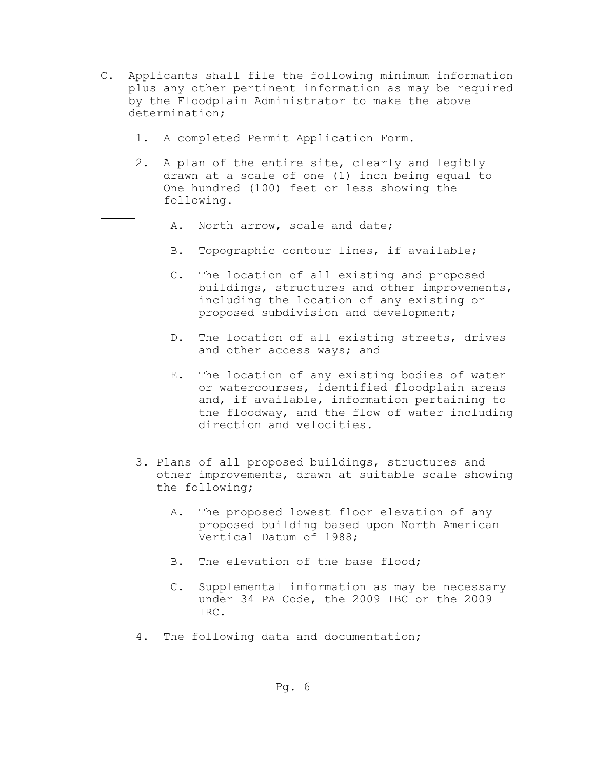C. Applicants shall file the following minimum information plus any other pertinent information as may be required by the Floodplain Administrator to make the above determination;

1. A completed Permit Application Form.

2. A plan of the entire site, clearly and legibly drawn at a scale of one (1) inch being equal to One hundred (100) feet or less showing the following.

    A. North arrow, scale and date;

    B. Topographic contour lines, if available;

    C. The location of all existing and proposed buildings, structures and other improvements, including the location of any existing or proposed subdivision and development;

    D. The location of all existing streets, drives and other access ways; and

    E. The location of any existing bodies of water or watercourses, identified floodplain areas and, if available, information pertaining to the floodway, and the flow of water including direction and velocities.

3. Plans of all proposed buildings, structures and other improvements, drawn at suitable scale showing the following;

    A. The proposed lowest floor elevation of any proposed building based upon North American Vertical Datum of 1988;

    B. The elevation of the base flood;

    C. Supplemental information as may be necessary under 34 PA Code, the 2009 IBC or the 2009 IRC.

4. The following data and documentation;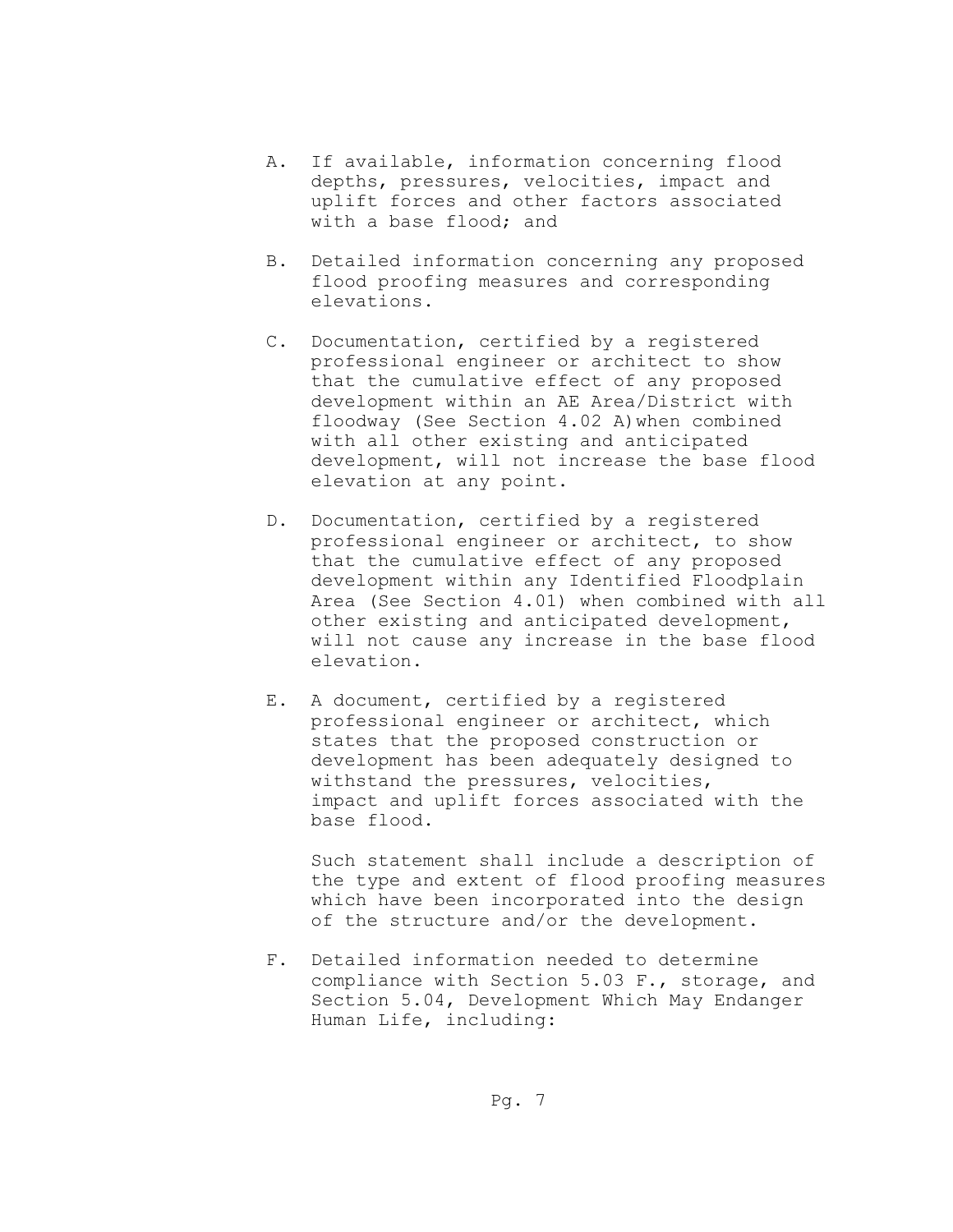A. If available, information concerning flood depths, pressures, velocities, impact and uplift forces and other factors associated with a base flood; and

B. Detailed information concerning any proposed flood proofing measures and corresponding elevations.

C. Documentation, certified by a registered professional engineer or architect to show that the cumulative effect of any proposed development within an AE Area/District with floodway (See Section 4.02 A) when combined with all other existing and anticipated development, will not increase the base flood elevation at any point.

D. Documentation, certified by a registered professional engineer or architect, to show that the cumulative effect of any proposed development within any Identified Floodplain Area (See Section 4.01) when combined with all other existing and anticipated development, will not cause any increase in the base flood elevation.

E. A document, certified by a registered professional engineer or architect, which states that the proposed construction or development has been adequately designed to withstand the pressures, velocities, impact and uplift forces associated with the base flood.

   Such statement shall include a description of the type and extent of flood proofing measures which have been incorporated into the design of the structure and/or the development.

F. Detailed information needed to determine compliance with Section 5.03 F., storage, and Section 5.04, Development Which May Endanger Human Life, including: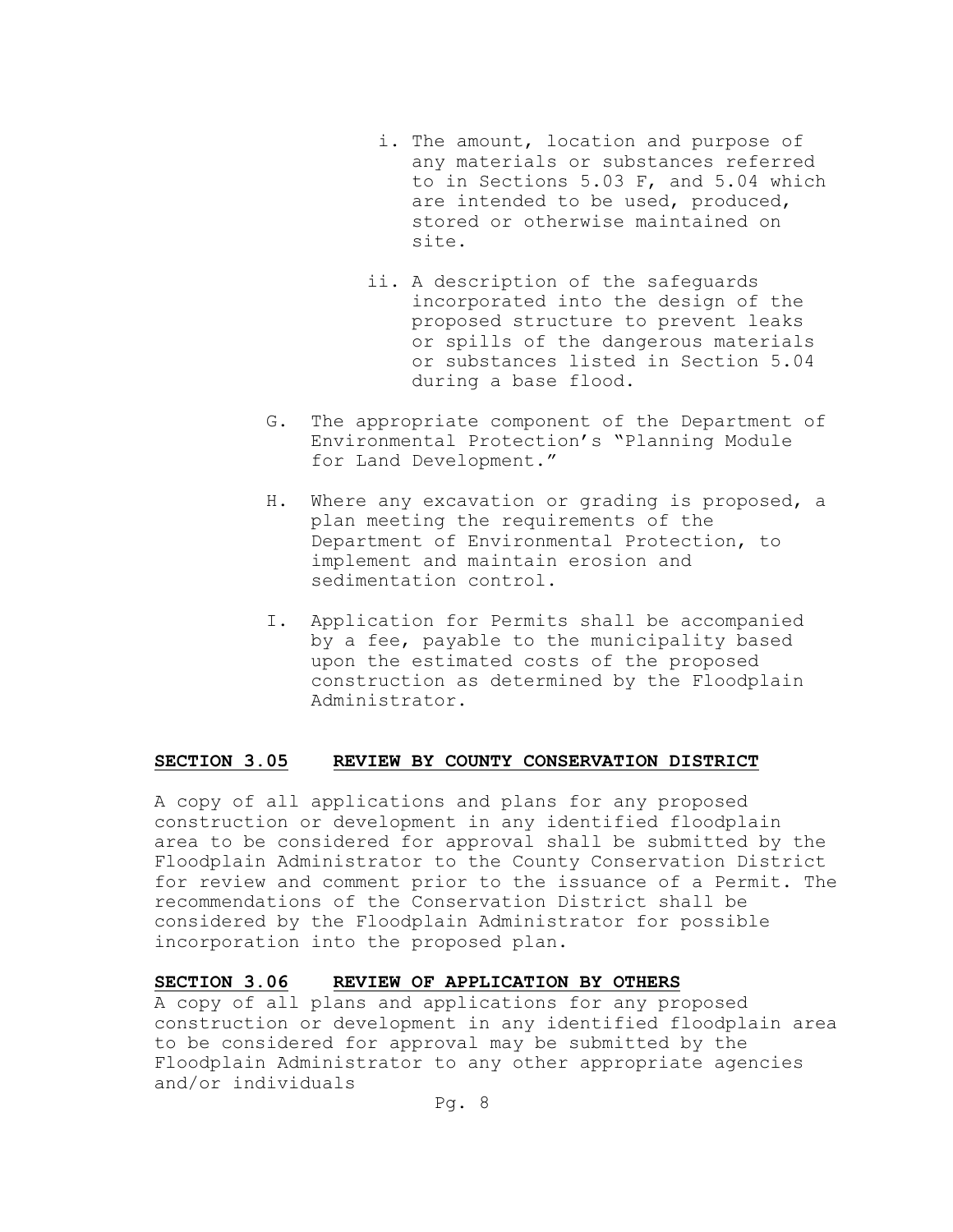i. The amount, location and purpose of any materials or substances referred to in Sections 5.03 F, and 5.04 which are intended to be used, produced, stored or otherwise maintained on site.

ii. A description of the safeguards incorporated into the design of the proposed structure to prevent leaks or spills of the dangerous materials or substances listed in Section 5.04 during a base flood.

G. The appropriate component of the Department of Environmental Protection's "Planning Module for Land Development."

H. Where any excavation or grading is proposed, a plan meeting the requirements of the Department of Environmental Protection, to implement and maintain erosion and sedimentation control.

I. Application for Permits shall be accompanied by a fee, payable to the municipality based upon the estimated costs of the proposed construction as determined by the Floodplain Administrator.

## SECTION 3.05 REVIEW BY COUNTY CONSERVATION DISTRICT

A copy of all applications and plans for any proposed construction or development in any identified floodplain area to be considered for approval shall be submitted by the Floodplain Administrator to the County Conservation District for review and comment prior to the issuance of a Permit. The recommendations of the Conservation District shall be considered by the Floodplain Administrator for possible incorporation into the proposed plan.

## SECTION 3.06 REVIEW OF APPLICATION BY OTHERS

A copy of all plans and applications for any proposed construction or development in any identified floodplain area to be considered for approval may be submitted by the Floodplain Administrator to any other appropriate agencies and/or individuals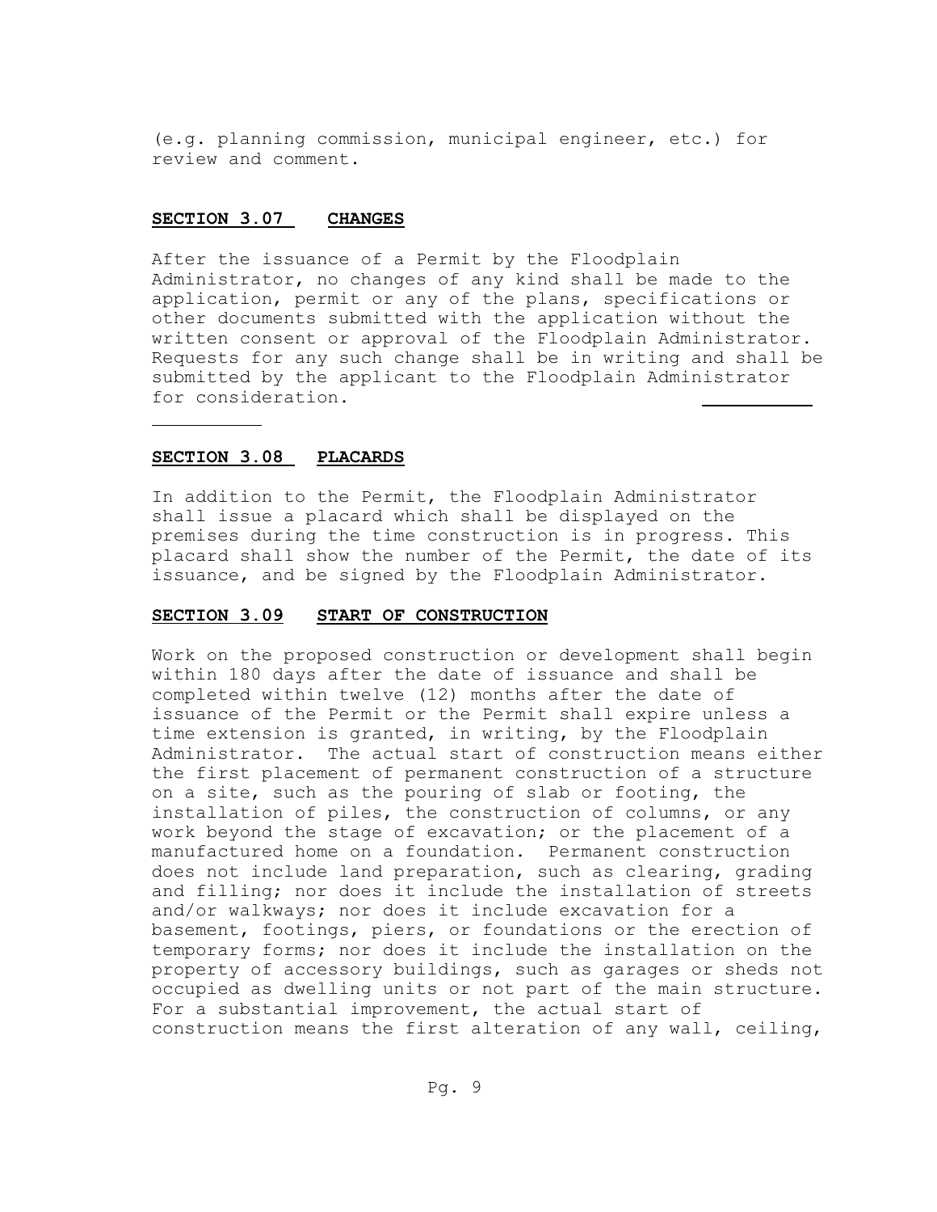(e.g. planning commission, municipal engineer, etc.) for review and comment.

## SECTION 3.07 CHANGES

After the issuance of a Permit by the Floodplain Administrator, no changes of any kind shall be made to the application, permit or any of the plans, specifications or other documents submitted with the application without the written consent or approval of the Floodplain Administrator. Requests for any such change shall be in writing and shall be submitted by the applicant to the Floodplain Administrator for consideration.

## SECTION 3.08 PLACARDS

In addition to the Permit, the Floodplain Administrator shall issue a placard which shall be displayed on the premises during the time construction is in progress. This placard shall show the number of the Permit, the date of its issuance, and be signed by the Floodplain Administrator.

## SECTION 3.09 START OF CONSTRUCTION

Work on the proposed construction or development shall begin within 180 days after the date of issuance and shall be completed within twelve (12) months after the date of issuance of the Permit or the Permit shall expire unless a time extension is granted, in writing, by the Floodplain Administrator. The actual start of construction means either the first placement of permanent construction of a structure on a site, such as the pouring of slab or footing, the installation of piles, the construction of columns, or any work beyond the stage of excavation; or the placement of a manufactured home on a foundation. Permanent construction does not include land preparation, such as clearing, grading and filling; nor does it include the installation of streets and/or walkways; nor does it include excavation for a basement, footings, piers, or foundations or the erection of temporary forms; nor does it include the installation on the property of accessory buildings, such as garages or sheds not occupied as dwelling units or not part of the main structure. For a substantial improvement, the actual start of construction means the first alteration of any wall, ceiling,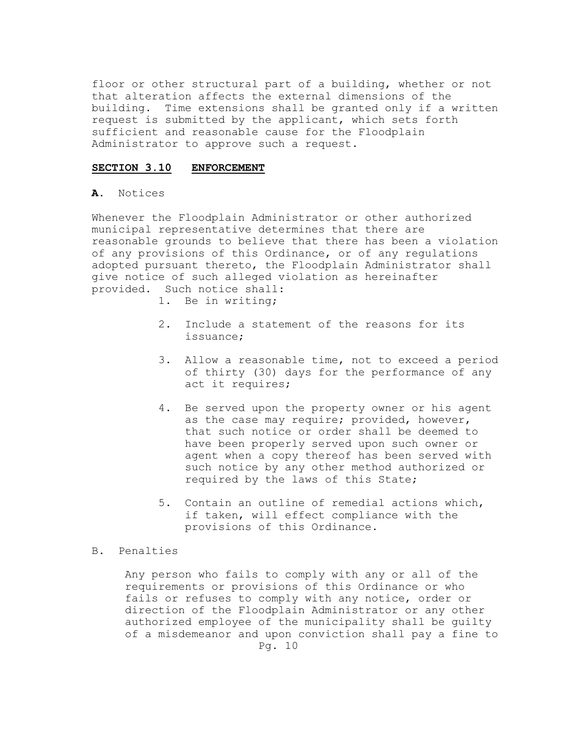floor or other structural part of a building, whether or not that alteration affects the external dimensions of the building. Time extensions shall be granted only if a written request is submitted by the applicant, which sets forth sufficient and reasonable cause for the Floodplain Administrator to approve such a request.

## SECTION 3.10 ENFORCEMENT

**A.** Notices

Whenever the Floodplain Administrator or other authorized municipal representative determines that there are reasonable grounds to believe that there has been a violation of any provisions of this Ordinance, or of any regulations adopted pursuant thereto, the Floodplain Administrator shall give notice of such alleged violation as hereinafter provided. Such notice shall:

1. Be in writing;

2. Include a statement of the reasons for its issuance;

3. Allow a reasonable time, not to exceed a period of thirty (30) days for the performance of any act it requires;

4. Be served upon the property owner or his agent as the case may require; provided, however, that such notice or order shall be deemed to have been properly served upon such owner or agent when a copy thereof has been served with such notice by any other method authorized or required by the laws of this State;

5. Contain an outline of remedial actions which, if taken, will effect compliance with the provisions of this Ordinance.

B. Penalties

Any person who fails to comply with any or all of the requirements or provisions of this Ordinance or who fails or refuses to comply with any notice, order or direction of the Floodplain Administrator or any other authorized employee of the municipality shall be guilty of a misdemeanor and upon conviction shall pay a fine to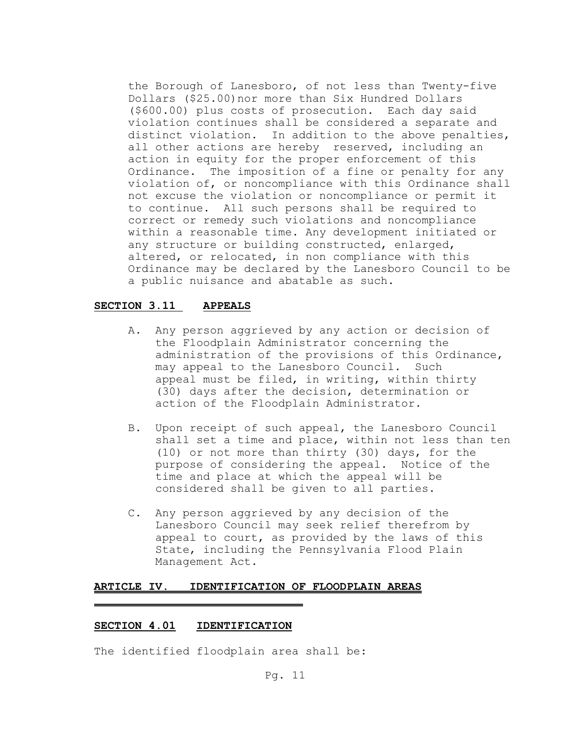the Borough of Lanesboro, of not less than Twenty-five Dollars ($25.00)nor more than Six Hundred Dollars ($600.00) plus costs of prosecution. Each day said violation continues shall be considered a separate and distinct violation. In addition to the above penalties, all other actions are hereby reserved, including an action in equity for the proper enforcement of this Ordinance. The imposition of a fine or penalty for any violation of, or noncompliance with this Ordinance shall not excuse the violation or noncompliance or permit it to continue. All such persons shall be required to correct or remedy such violations and noncompliance within a reasonable time. Any development initiated or any structure or building constructed, enlarged, altered, or relocated, in non compliance with this Ordinance may be declared by the Lanesboro Council to be a public nuisance and abatable as such.

## SECTION 3.11 APPEALS

A. Any person aggrieved by any action or decision of the Floodplain Administrator concerning the administration of the provisions of this Ordinance, may appeal to the Lanesboro Council. Such appeal must be filed, in writing, within thirty (30) days after the decision, determination or action of the Floodplain Administrator.

B. Upon receipt of such appeal, the Lanesboro Council shall set a time and place, within not less than ten (10) or not more than thirty (30) days, for the purpose of considering the appeal. Notice of the time and place at which the appeal will be considered shall be given to all parties.

C. Any person aggrieved by any decision of the Lanesboro Council may seek relief therefrom by appeal to court, as provided by the laws of this State, including the Pennsylvania Flood Plain Management Act.

# ARTICLE IV. IDENTIFICATION OF FLOODPLAIN AREAS

## SECTION 4.01 IDENTIFICATION

The identified floodplain area shall be: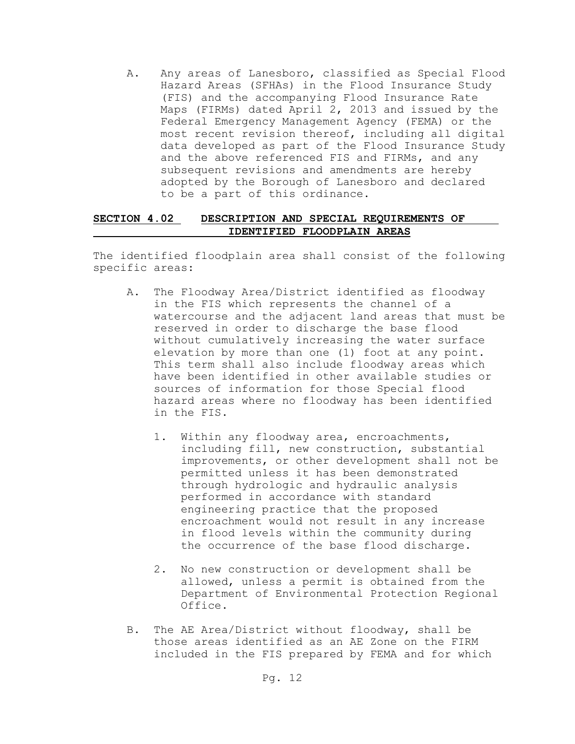A. Any areas of Lanesboro, classified as Special Flood Hazard Areas (SFHAs) in the Flood Insurance Study (FIS) and the accompanying Flood Insurance Rate Maps (FIRMs) dated April 2, 2013 and issued by the Federal Emergency Management Agency (FEMA) or the most recent revision thereof, including all digital data developed as part of the Flood Insurance Study and the above referenced FIS and FIRMs, and any subsequent revisions and amendments are hereby adopted by the Borough of Lanesboro and declared to be a part of this ordinance.

## SECTION 4.02 DESCRIPTION AND SPECIAL REQUIREMENTS OF IDENTIFIED FLOODPLAIN AREAS

The identified floodplain area shall consist of the following specific areas:

A. The Floodway Area/District identified as floodway in the FIS which represents the channel of a watercourse and the adjacent land areas that must be reserved in order to discharge the base flood without cumulatively increasing the water surface elevation by more than one (1) foot at any point. This term shall also include floodway areas which have been identified in other available studies or sources of information for those Special flood hazard areas where no floodway has been identified in the FIS.

   1. Within any floodway area, encroachments, including fill, new construction, substantial improvements, or other development shall not be permitted unless it has been demonstrated through hydrologic and hydraulic analysis performed in accordance with standard engineering practice that the proposed encroachment would not result in any increase in flood levels within the community during the occurrence of the base flood discharge.

   2. No new construction or development shall be allowed, unless a permit is obtained from the Department of Environmental Protection Regional Office.

B. The AE Area/District without floodway, shall be those areas identified as an AE Zone on the FIRM included in the FIS prepared by FEMA and for which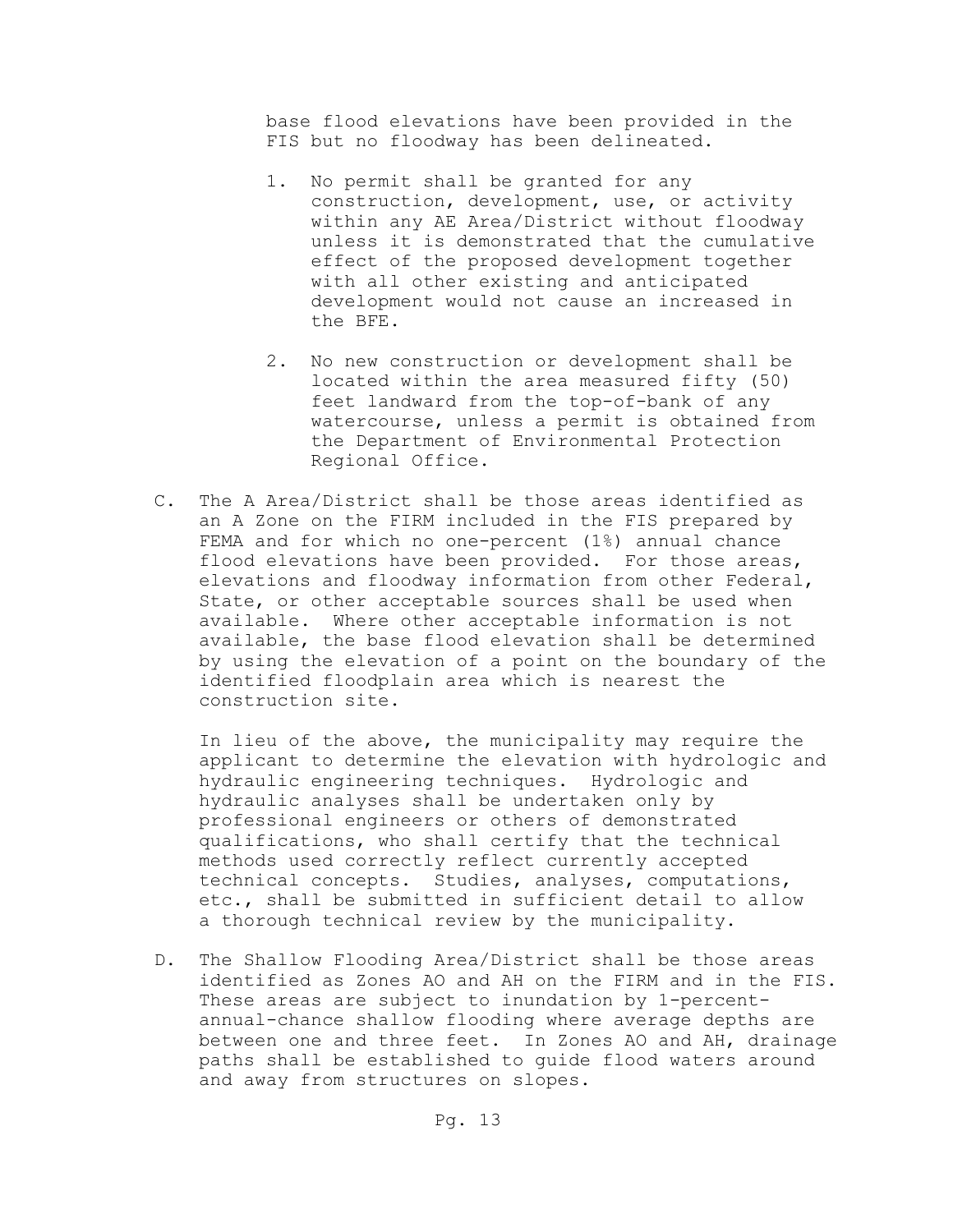base flood elevations have been provided in the FIS but no floodway has been delineated.

1. No permit shall be granted for any construction, development, use, or activity within any AE Area/District without floodway unless it is demonstrated that the cumulative effect of the proposed development together with all other existing and anticipated development would not cause an increased in the BFE.

2. No new construction or development shall be located within the area measured fifty (50) feet landward from the top-of-bank of any watercourse, unless a permit is obtained from the Department of Environmental Protection Regional Office.

C. The A Area/District shall be those areas identified as an A Zone on the FIRM included in the FIS prepared by FEMA and for which no one-percent (1%) annual chance flood elevations have been provided. For those areas, elevations and floodway information from other Federal, State, or other acceptable sources shall be used when available. Where other acceptable information is not available, the base flood elevation shall be determined by using the elevation of a point on the boundary of the identified floodplain area which is nearest the construction site.

   In lieu of the above, the municipality may require the applicant to determine the elevation with hydrologic and hydraulic engineering techniques. Hydrologic and hydraulic analyses shall be undertaken only by professional engineers or others of demonstrated qualifications, who shall certify that the technical methods used correctly reflect currently accepted technical concepts. Studies, analyses, computations, etc., shall be submitted in sufficient detail to allow a thorough technical review by the municipality.

D. The Shallow Flooding Area/District shall be those areas identified as Zones AO and AH on the FIRM and in the FIS. These areas are subject to inundation by 1-percent-annual-chance shallow flooding where average depths are between one and three feet. In Zones AO and AH, drainage paths shall be established to guide flood waters around and away from structures on slopes.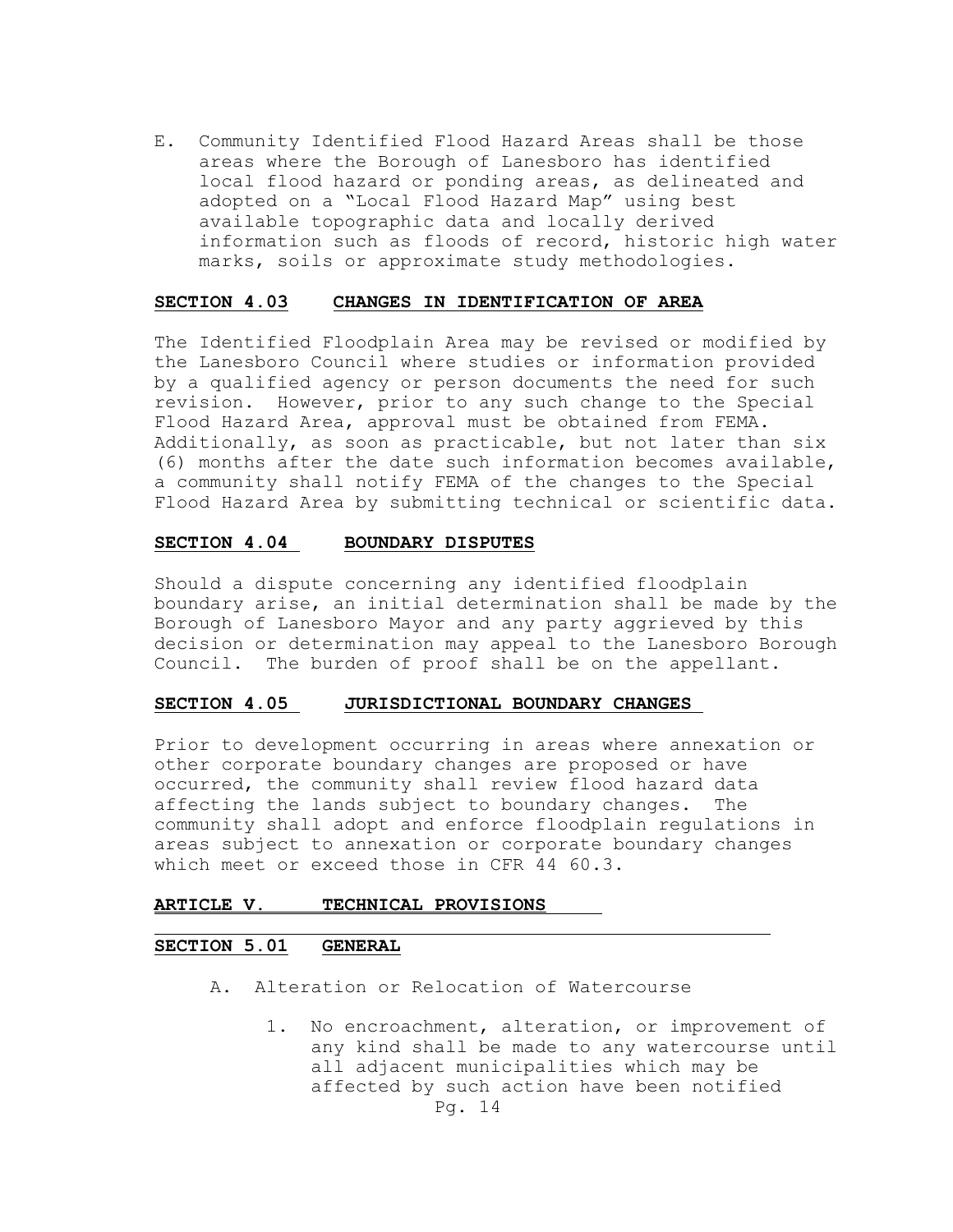E. Community Identified Flood Hazard Areas shall be those areas where the Borough of Lanesboro has identified local flood hazard or ponding areas, as delineated and adopted on a "Local Flood Hazard Map" using best available topographic data and locally derived information such as floods of record, historic high water marks, soils or approximate study methodologies.

### SECTION 4.03 CHANGES IN IDENTIFICATION OF AREA

The Identified Floodplain Area may be revised or modified by the Lanesboro Council where studies or information provided by a qualified agency or person documents the need for such revision. However, prior to any such change to the Special Flood Hazard Area, approval must be obtained from FEMA. Additionally, as soon as practicable, but not later than six (6) months after the date such information becomes available, a community shall notify FEMA of the changes to the Special Flood Hazard Area by submitting technical or scientific data.

### SECTION 4.04 BOUNDARY DISPUTES

Should a dispute concerning any identified floodplain boundary arise, an initial determination shall be made by the Borough of Lanesboro Mayor and any party aggrieved by this decision or determination may appeal to the Lanesboro Borough Council. The burden of proof shall be on the appellant.

### SECTION 4.05 JURISDICTIONAL BOUNDARY CHANGES

Prior to development occurring in areas where annexation or other corporate boundary changes are proposed or have occurred, the community shall review flood hazard data affecting the lands subject to boundary changes. The community shall adopt and enforce floodplain regulations in areas subject to annexation or corporate boundary changes which meet or exceed those in CFR 44 60.3.

## ARTICLE V. TECHNICAL PROVISIONS

### SECTION 5.01 GENERAL

A. Alteration or Relocation of Watercourse

1. No encroachment, alteration, or improvement of any kind shall be made to any watercourse until all adjacent municipalities which may be affected by such action have been notified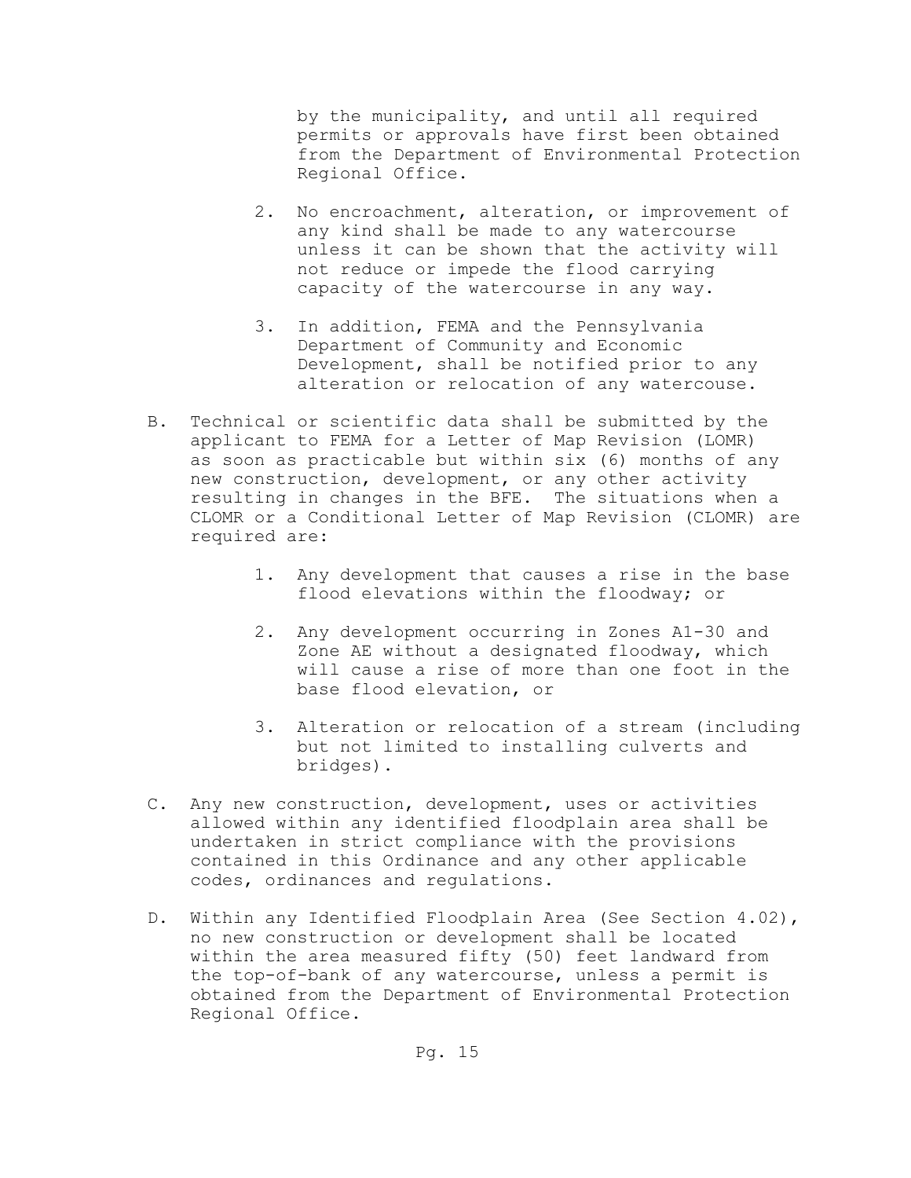by the municipality, and until all required permits or approvals have first been obtained from the Department of Environmental Protection Regional Office.

2. No encroachment, alteration, or improvement of any kind shall be made to any watercourse unless it can be shown that the activity will not reduce or impede the flood carrying capacity of the watercourse in any way.

3. In addition, FEMA and the Pennsylvania Department of Community and Economic Development, shall be notified prior to any alteration or relocation of any watercouse.

B. Technical or scientific data shall be submitted by the applicant to FEMA for a Letter of Map Revision (LOMR) as soon as practicable but within six (6) months of any new construction, development, or any other activity resulting in changes in the BFE. The situations when a CLOMR or a Conditional Letter of Map Revision (CLOMR) are required are:

   1. Any development that causes a rise in the base flood elevations within the floodway; or

   2. Any development occurring in Zones A1-30 and Zone AE without a designated floodway, which will cause a rise of more than one foot in the base flood elevation, or

   3. Alteration or relocation of a stream (including but not limited to installing culverts and bridges).

C. Any new construction, development, uses or activities allowed within any identified floodplain area shall be undertaken in strict compliance with the provisions contained in this Ordinance and any other applicable codes, ordinances and regulations.

D. Within any Identified Floodplain Area (See Section 4.02), no new construction or development shall be located within the area measured fifty (50) feet landward from the top-of-bank of any watercourse, unless a permit is obtained from the Department of Environmental Protection Regional Office.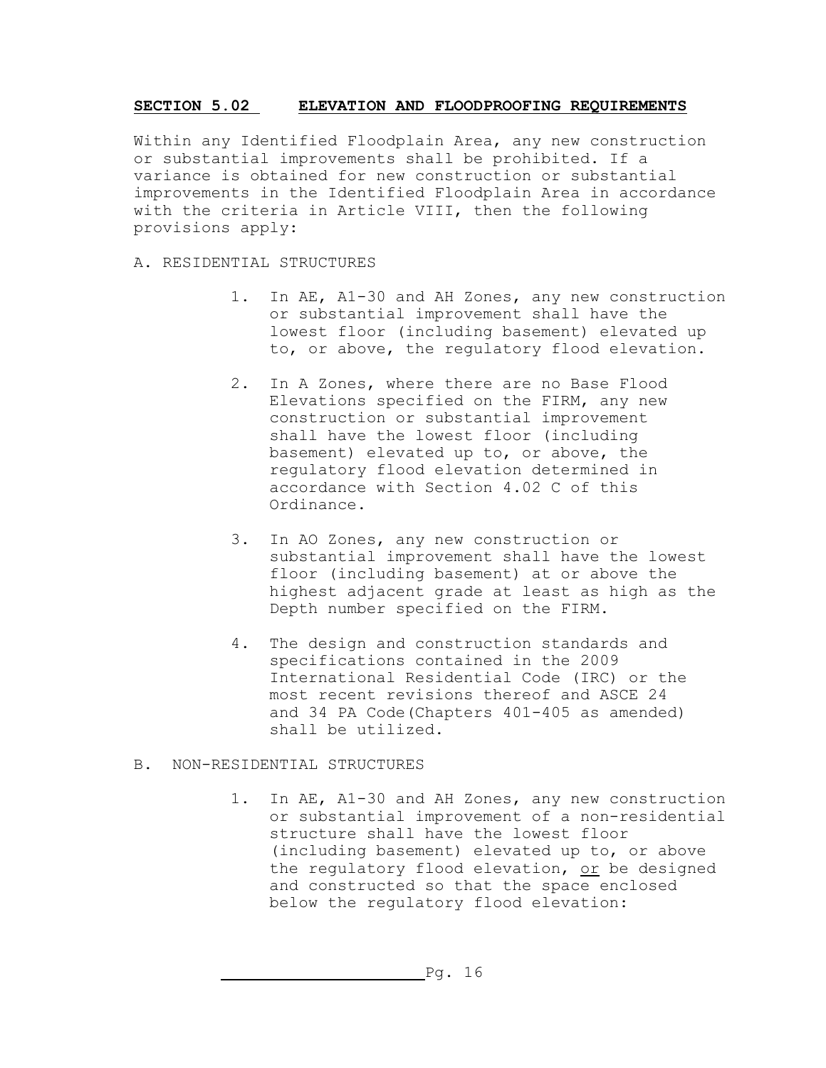## SECTION 5.02 ELEVATION AND FLOODPROOFING REQUIREMENTS

Within any Identified Floodplain Area, any new construction or substantial improvements shall be prohibited. If a variance is obtained for new construction or substantial improvements in the Identified Floodplain Area in accordance with the criteria in Article VIII, then the following provisions apply:

A. RESIDENTIAL STRUCTURES

1. In AE, A1-30 and AH Zones, any new construction or substantial improvement shall have the lowest floor (including basement) elevated up to, or above, the regulatory flood elevation.

2. In A Zones, where there are no Base Flood Elevations specified on the FIRM, any new construction or substantial improvement shall have the lowest floor (including basement) elevated up to, or above, the regulatory flood elevation determined in accordance with Section 4.02 C of this Ordinance.

3. In AO Zones, any new construction or substantial improvement shall have the lowest floor (including basement) at or above the highest adjacent grade at least as high as the Depth number specified on the FIRM.

4. The design and construction standards and specifications contained in the 2009 International Residential Code (IRC) or the most recent revisions thereof and ASCE 24 and 34 PA Code(Chapters 401-405 as amended) shall be utilized.

B. NON-RESIDENTIAL STRUCTURES

1. In AE, A1-30 and AH Zones, any new construction or substantial improvement of a non-residential structure shall have the lowest floor (including basement) elevated up to, or above the regulatory flood elevation, <u>or</u> be designed and constructed so that the space enclosed below the regulatory flood elevation: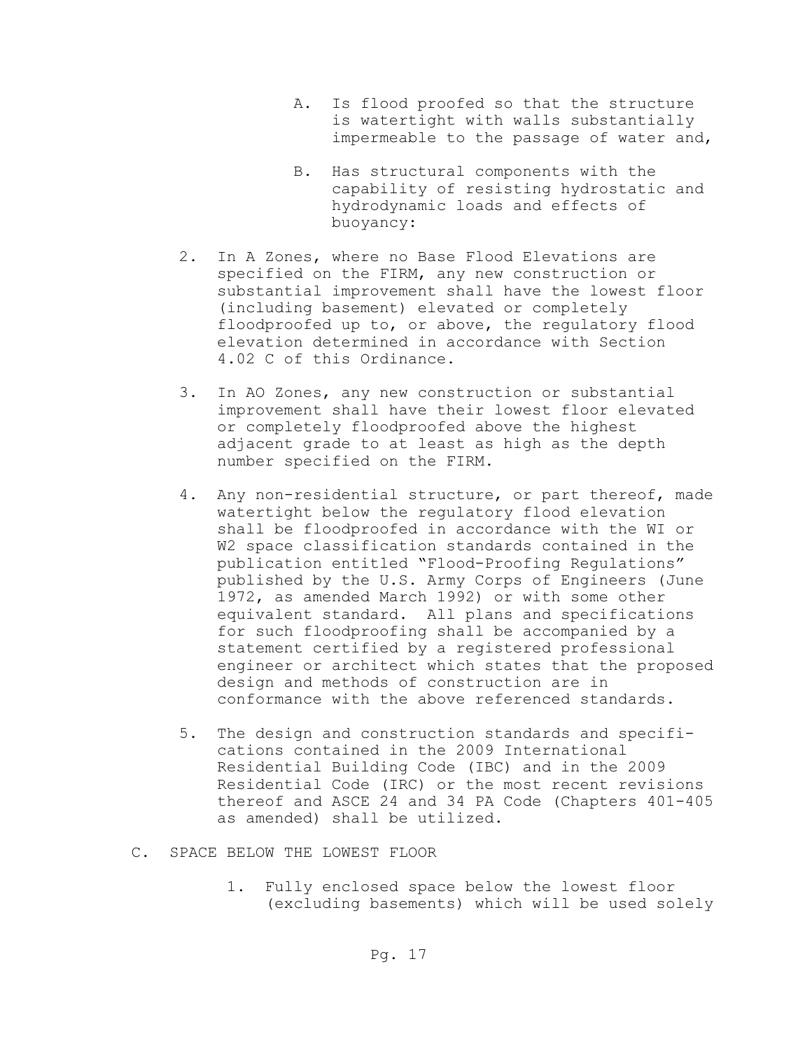A. Is flood proofed so that the structure is watertight with walls substantially impermeable to the passage of water and,

B. Has structural components with the capability of resisting hydrostatic and hydrodynamic loads and effects of buoyancy:

2. In A Zones, where no Base Flood Elevations are specified on the FIRM, any new construction or substantial improvement shall have the lowest floor (including basement) elevated or completely floodproofed up to, or above, the regulatory flood elevation determined in accordance with Section 4.02 C of this Ordinance.

3. In AO Zones, any new construction or substantial improvement shall have their lowest floor elevated or completely floodproofed above the highest adjacent grade to at least as high as the depth number specified on the FIRM.

4. Any non-residential structure, or part thereof, made watertight below the regulatory flood elevation shall be floodproofed in accordance with the WI or W2 space classification standards contained in the publication entitled "Flood-Proofing Regulations" published by the U.S. Army Corps of Engineers (June 1972, as amended March 1992) or with some other equivalent standard. All plans and specifications for such floodproofing shall be accompanied by a statement certified by a registered professional engineer or architect which states that the proposed design and methods of construction are in conformance with the above referenced standards.

5. The design and construction standards and specifications contained in the 2009 International Residential Building Code (IBC) and in the 2009 Residential Code (IRC) or the most recent revisions thereof and ASCE 24 and 34 PA Code (Chapters 401-405 as amended) shall be utilized.

C. SPACE BELOW THE LOWEST FLOOR

1. Fully enclosed space below the lowest floor (excluding basements) which will be used solely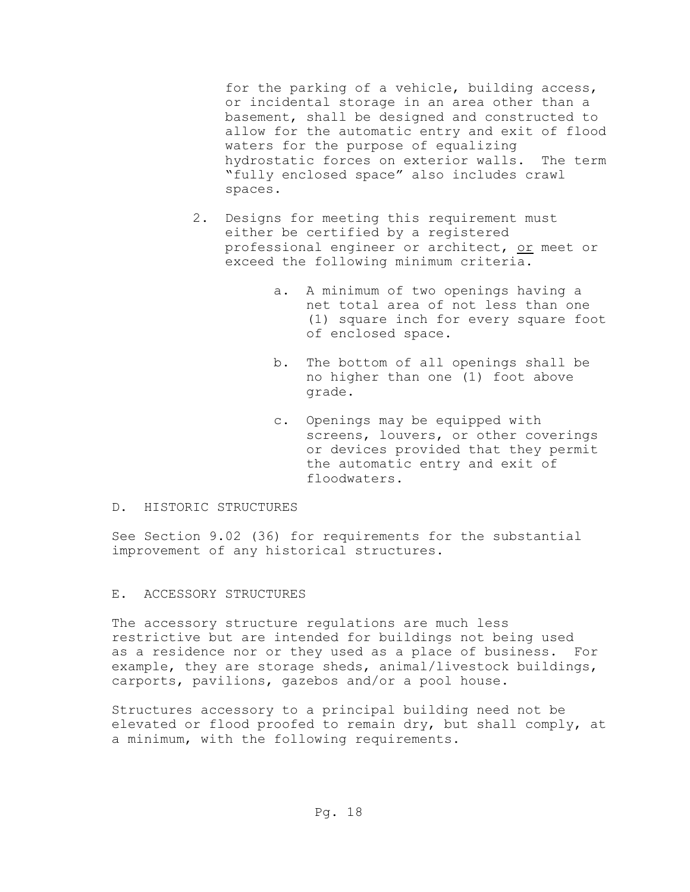for the parking of a vehicle, building access, or incidental storage in an area other than a basement, shall be designed and constructed to allow for the automatic entry and exit of flood waters for the purpose of equalizing hydrostatic forces on exterior walls. The term "fully enclosed space" also includes crawl spaces.

2. Designs for meeting this requirement must either be certified by a registered professional engineer or architect, <u>or</u> meet or exceed the following minimum criteria.

   a. A minimum of two openings having a net total area of not less than one (1) square inch for every square foot of enclosed space.

   b. The bottom of all openings shall be no higher than one (1) foot above grade.

   c. Openings may be equipped with screens, louvers, or other coverings or devices provided that they permit the automatic entry and exit of floodwaters.

## D. HISTORIC STRUCTURES

See Section 9.02 (36) for requirements for the substantial improvement of any historical structures.

## E. ACCESSORY STRUCTURES

The accessory structure regulations are much less restrictive but are intended for buildings not being used as a residence nor or they used as a place of business. For example, they are storage sheds, animal/livestock buildings, carports, pavilions, gazebos and/or a pool house.

Structures accessory to a principal building need not be elevated or flood proofed to remain dry, but shall comply, at a minimum, with the following requirements.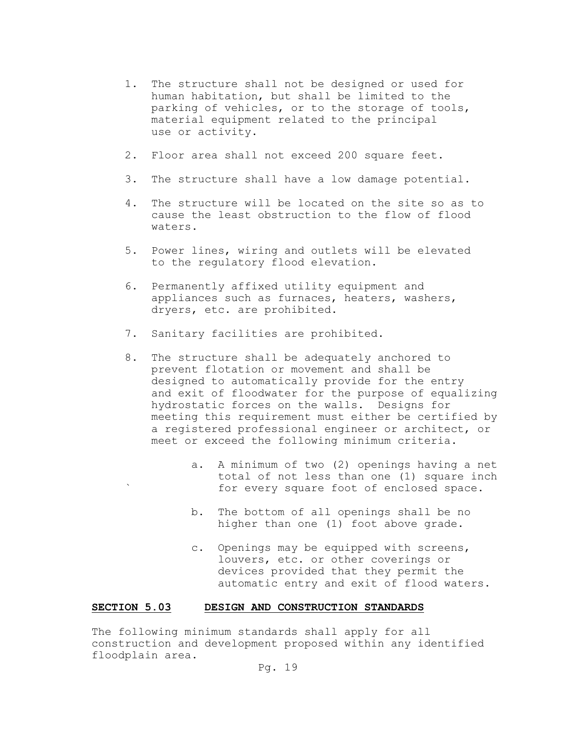1. The structure shall not be designed or used for human habitation, but shall be limited to the parking of vehicles, or to the storage of tools, material equipment related to the principal use or activity.

2. Floor area shall not exceed 200 square feet.

3. The structure shall have a low damage potential.

4. The structure will be located on the site so as to cause the least obstruction to the flow of flood waters.

5. Power lines, wiring and outlets will be elevated to the regulatory flood elevation.

6. Permanently affixed utility equipment and appliances such as furnaces, heaters, washers, dryers, etc. are prohibited.

7. Sanitary facilities are prohibited.

8. The structure shall be adequately anchored to prevent flotation or movement and shall be designed to automatically provide for the entry and exit of floodwater for the purpose of equalizing hydrostatic forces on the walls. Designs for meeting this requirement must either be certified by a registered professional engineer or architect, or meet or exceed the following minimum criteria.

    a. A minimum of two (2) openings having a net total of not less than one (1) square inch for every square foot of enclosed space.

    b. The bottom of all openings shall be no higher than one (1) foot above grade.

    c. Openings may be equipped with screens, louvers, etc. or other coverings or devices provided that they permit the automatic entry and exit of flood waters.

## **SECTION 5.03 DESIGN AND CONSTRUCTION STANDARDS**

The following minimum standards shall apply for all construction and development proposed within any identified floodplain area.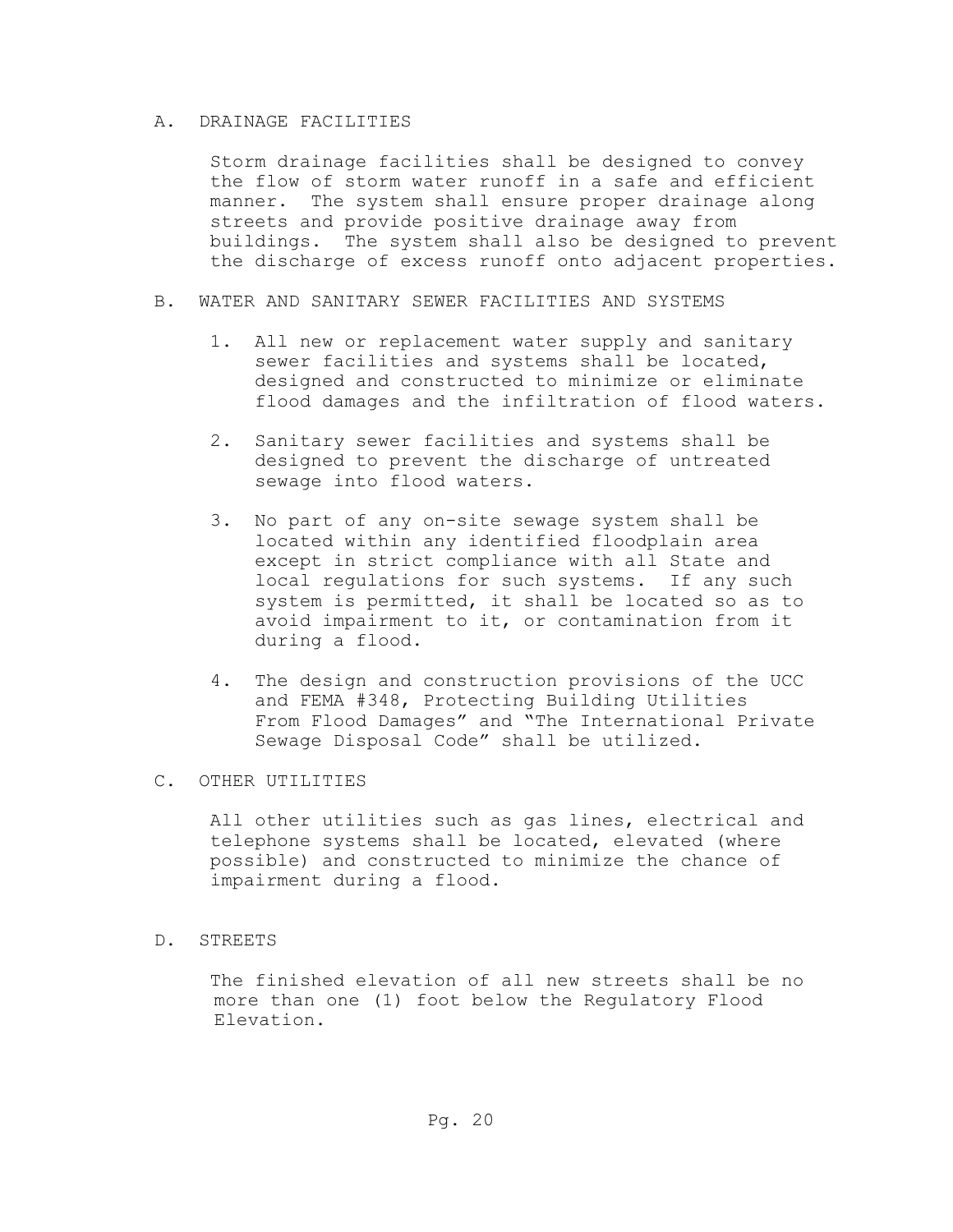A. DRAINAGE FACILITIES

Storm drainage facilities shall be designed to convey the flow of storm water runoff in a safe and efficient manner. The system shall ensure proper drainage along streets and provide positive drainage away from buildings. The system shall also be designed to prevent the discharge of excess runoff onto adjacent properties.

B. WATER AND SANITARY SEWER FACILITIES AND SYSTEMS

1. All new or replacement water supply and sanitary sewer facilities and systems shall be located, designed and constructed to minimize or eliminate flood damages and the infiltration of flood waters.

2. Sanitary sewer facilities and systems shall be designed to prevent the discharge of untreated sewage into flood waters.

3. No part of any on-site sewage system shall be located within any identified floodplain area except in strict compliance with all State and local regulations for such systems. If any such system is permitted, it shall be located so as to avoid impairment to it, or contamination from it during a flood.

4. The design and construction provisions of the UCC and FEMA #348, Protecting Building Utilities From Flood Damages" and "The International Private Sewage Disposal Code" shall be utilized.

C. OTHER UTILITIES

All other utilities such as gas lines, electrical and telephone systems shall be located, elevated (where possible) and constructed to minimize the chance of impairment during a flood.

D. STREETS

The finished elevation of all new streets shall be no more than one (1) foot below the Regulatory Flood Elevation.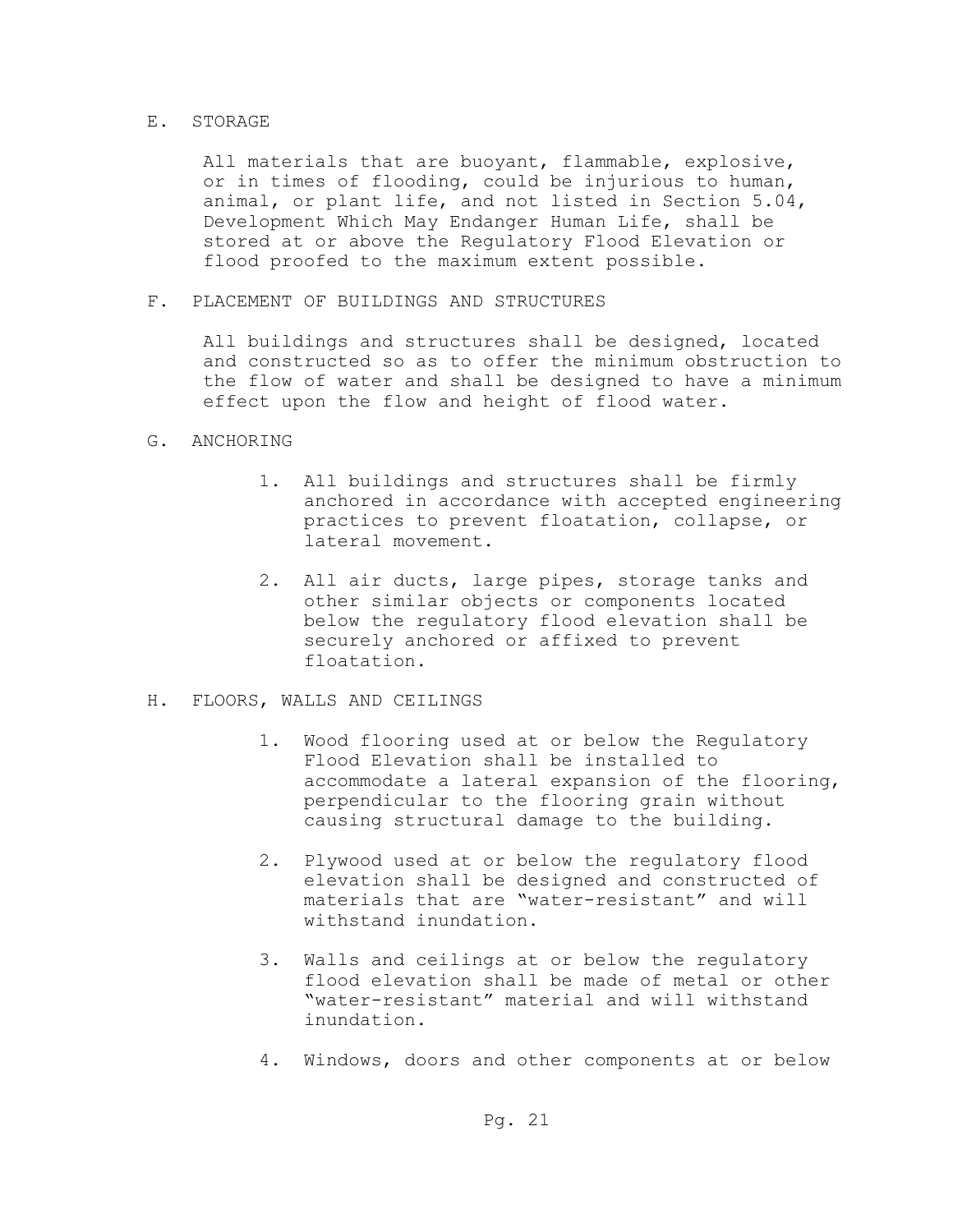E. STORAGE

All materials that are buoyant, flammable, explosive, or in times of flooding, could be injurious to human, animal, or plant life, and not listed in Section 5.04, Development Which May Endanger Human Life, shall be stored at or above the Regulatory Flood Elevation or flood proofed to the maximum extent possible.

F. PLACEMENT OF BUILDINGS AND STRUCTURES

All buildings and structures shall be designed, located and constructed so as to offer the minimum obstruction to the flow of water and shall be designed to have a minimum effect upon the flow and height of flood water.

G. ANCHORING

1. All buildings and structures shall be firmly anchored in accordance with accepted engineering practices to prevent floatation, collapse, or lateral movement.

2. All air ducts, large pipes, storage tanks and other similar objects or components located below the regulatory flood elevation shall be securely anchored or affixed to prevent floatation.

H. FLOORS, WALLS AND CEILINGS

1. Wood flooring used at or below the Regulatory Flood Elevation shall be installed to accommodate a lateral expansion of the flooring, perpendicular to the flooring grain without causing structural damage to the building.

2. Plywood used at or below the regulatory flood elevation shall be designed and constructed of materials that are "water-resistant" and will withstand inundation.

3. Walls and ceilings at or below the regulatory flood elevation shall be made of metal or other "water-resistant" material and will withstand inundation.

4. Windows, doors and other components at or below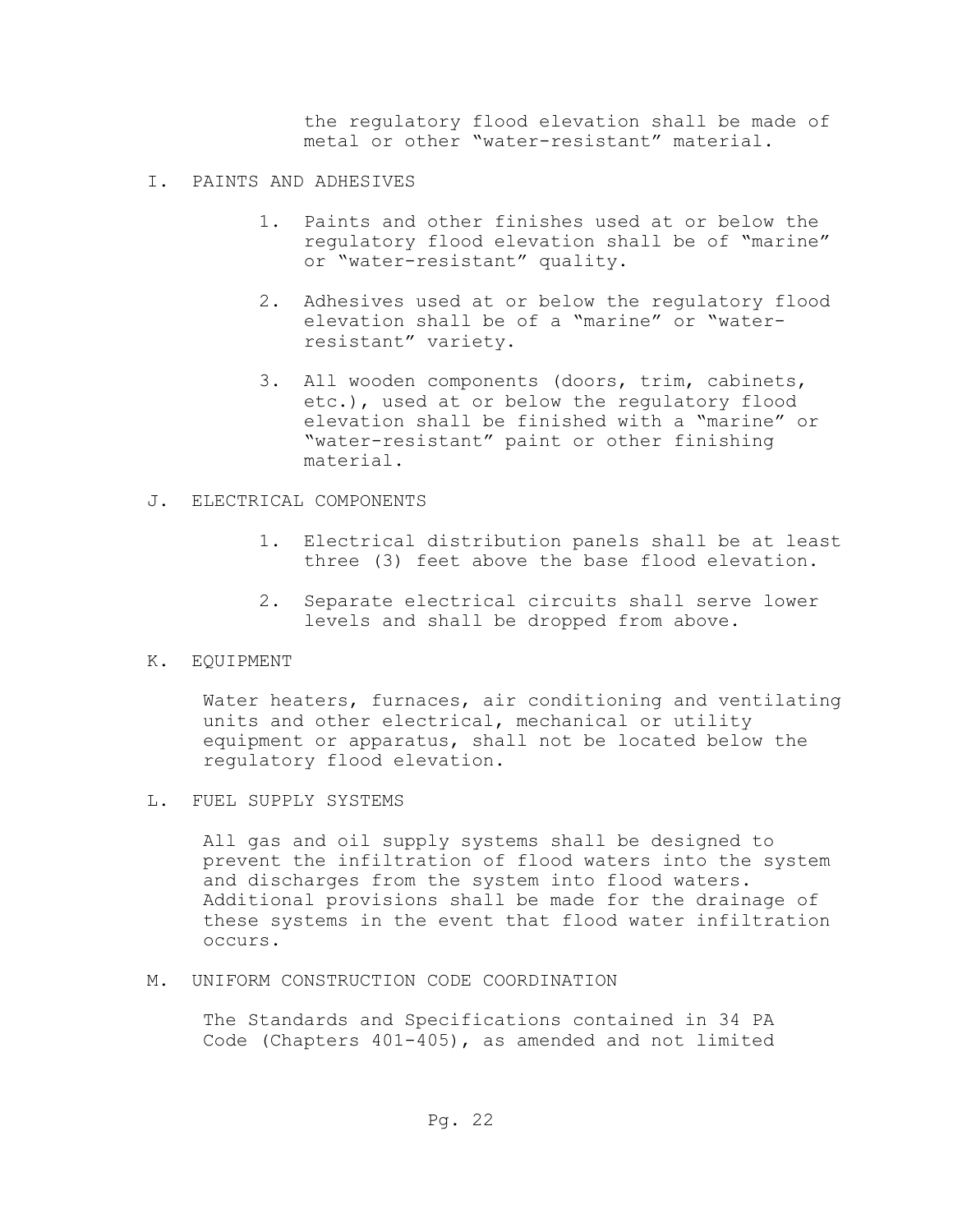the regulatory flood elevation shall be made of metal or other "water-resistant" material.

I. PAINTS AND ADHESIVES

1. Paints and other finishes used at or below the regulatory flood elevation shall be of "marine" or "water-resistant" quality.

2. Adhesives used at or below the regulatory flood elevation shall be of a "marine" or "water-resistant" variety.

3. All wooden components (doors, trim, cabinets, etc.), used at or below the regulatory flood elevation shall be finished with a "marine" or "water-resistant" paint or other finishing material.

J. ELECTRICAL COMPONENTS

1. Electrical distribution panels shall be at least three (3) feet above the base flood elevation.

2. Separate electrical circuits shall serve lower levels and shall be dropped from above.

K. EQUIPMENT

Water heaters, furnaces, air conditioning and ventilating units and other electrical, mechanical or utility equipment or apparatus, shall not be located below the regulatory flood elevation.

L. FUEL SUPPLY SYSTEMS

All gas and oil supply systems shall be designed to prevent the infiltration of flood waters into the system and discharges from the system into flood waters. Additional provisions shall be made for the drainage of these systems in the event that flood water infiltration occurs.

M. UNIFORM CONSTRUCTION CODE COORDINATION

The Standards and Specifications contained in 34 PA Code (Chapters 401-405), as amended and not limited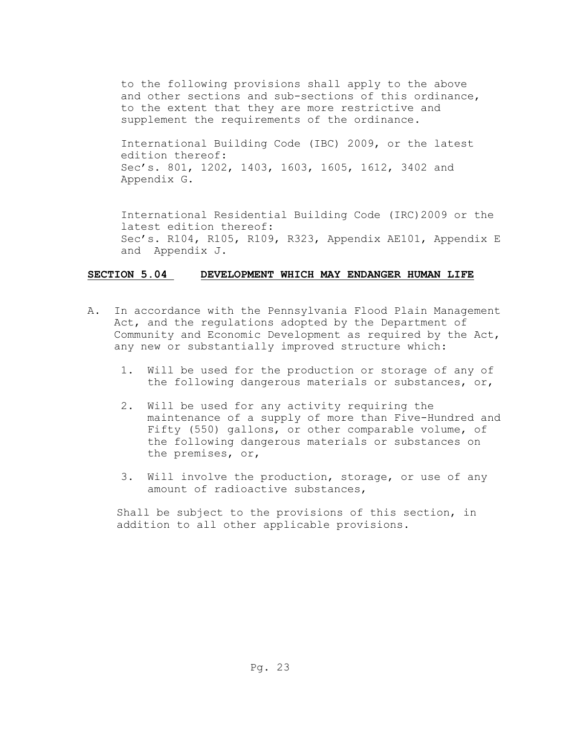to the following provisions shall apply to the above and other sections and sub-sections of this ordinance, to the extent that they are more restrictive and supplement the requirements of the ordinance.

International Building Code (IBC) 2009, or the latest edition thereof:
Sec's. 801, 1202, 1403, 1603, 1605, 1612, 3402 and Appendix G.

International Residential Building Code (IRC)2009 or the latest edition thereof:
Sec's. R104, R105, R109, R323, Appendix AE101, Appendix E and Appendix J.

## SECTION 5.04 DEVELOPMENT WHICH MAY ENDANGER HUMAN LIFE

A. In accordance with the Pennsylvania Flood Plain Management Act, and the regulations adopted by the Department of Community and Economic Development as required by the Act, any new or substantially improved structure which:

   1. Will be used for the production or storage of any of the following dangerous materials or substances, or,

   2. Will be used for any activity requiring the maintenance of a supply of more than Five-Hundred and Fifty (550) gallons, or other comparable volume, of the following dangerous materials or substances on the premises, or,

   3. Will involve the production, storage, or use of any amount of radioactive substances,

   Shall be subject to the provisions of this section, in addition to all other applicable provisions.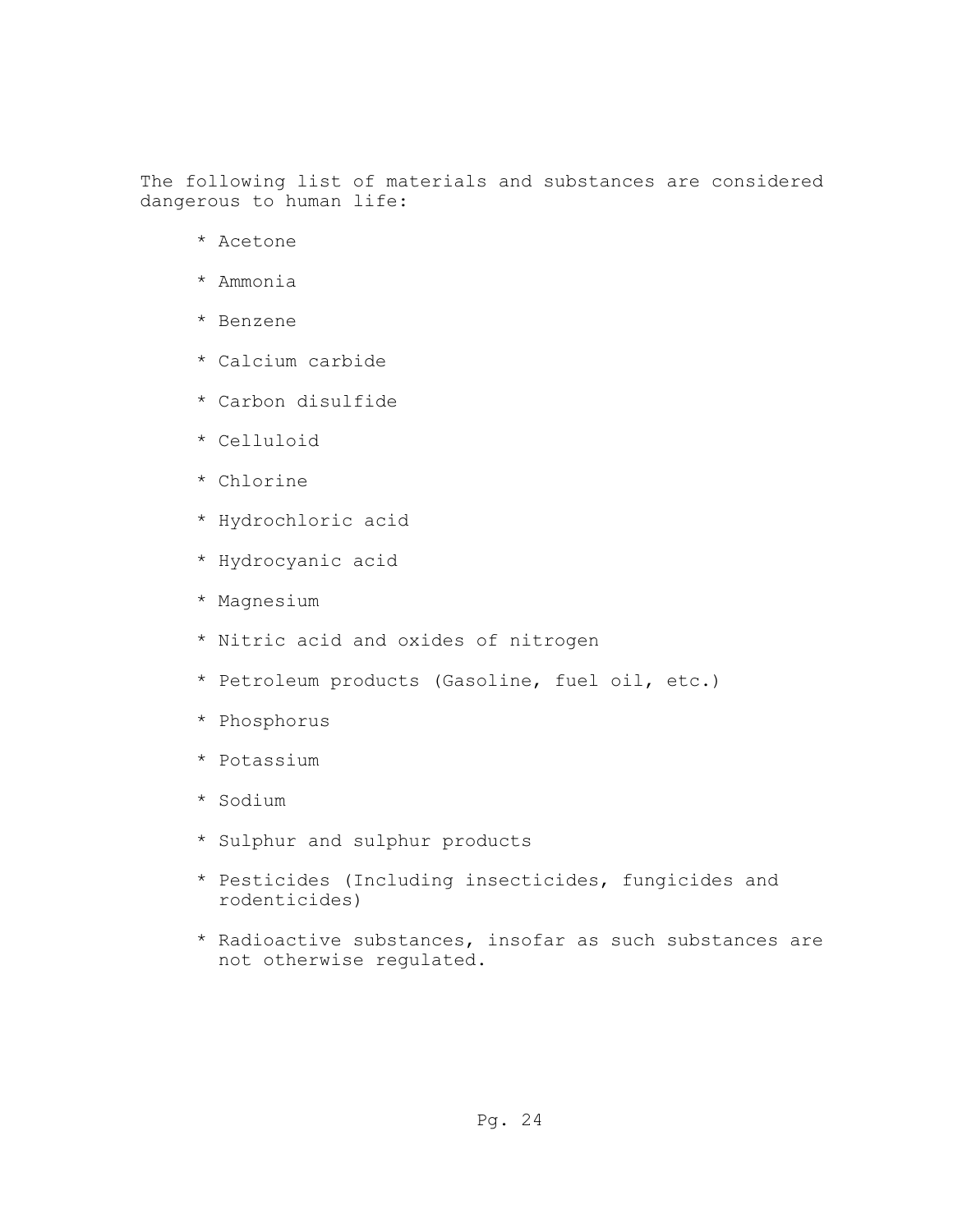The following list of materials and substances are considered dangerous to human life:

* Acetone
* Ammonia
* Benzene
* Calcium carbide
* Carbon disulfide
* Celluloid
* Chlorine
* Hydrochloric acid
* Hydrocyanic acid
* Magnesium
* Nitric acid and oxides of nitrogen
* Petroleum products (Gasoline, fuel oil, etc.)
* Phosphorus
* Potassium
* Sodium
* Sulphur and sulphur products
* Pesticides (Including insecticides, fungicides and rodenticides)
* Radioactive substances, insofar as such substances are not otherwise regulated.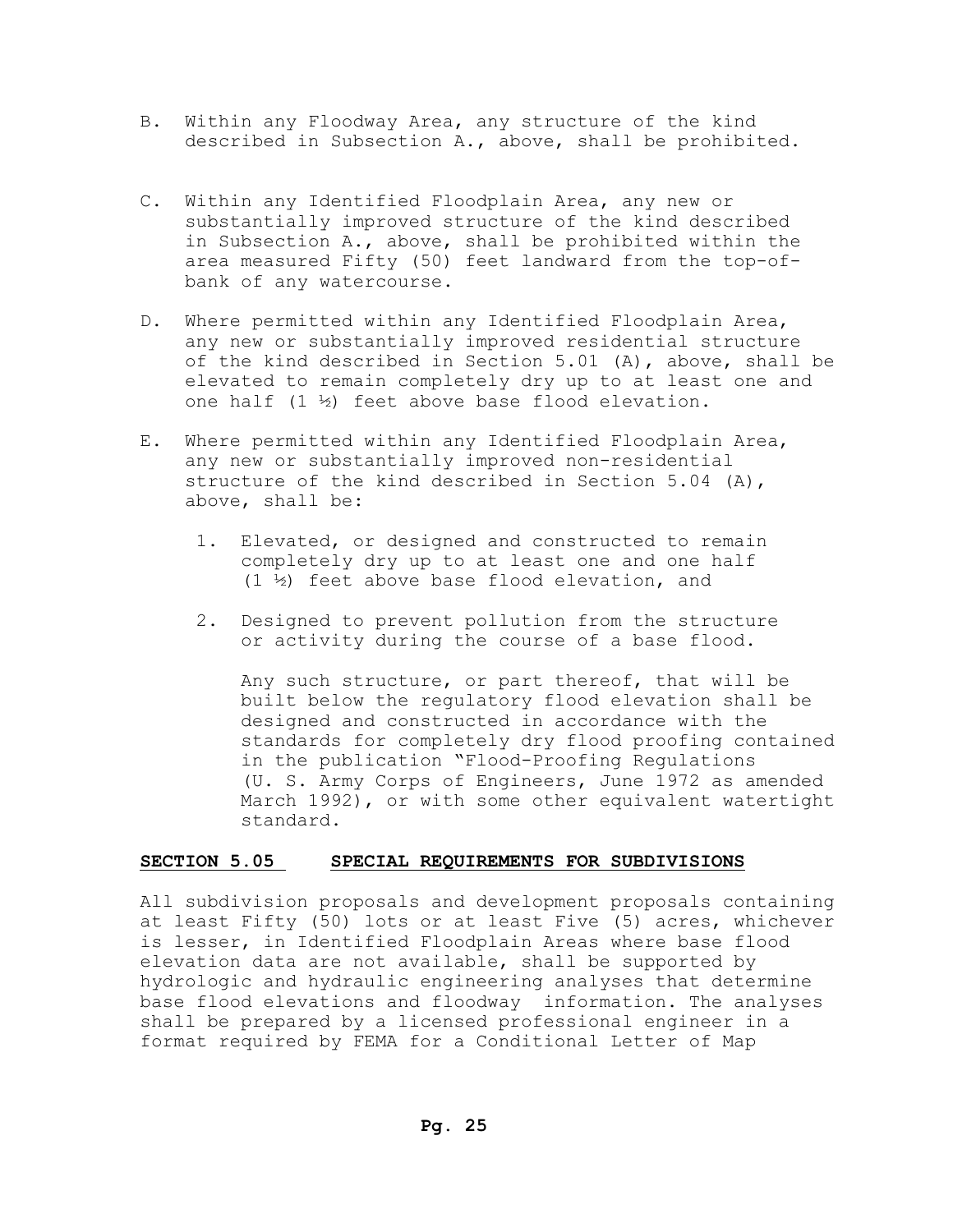B. Within any Floodway Area, any structure of the kind described in Subsection A., above, shall be prohibited.

C. Within any Identified Floodplain Area, any new or substantially improved structure of the kind described in Subsection A., above, shall be prohibited within the area measured Fifty (50) feet landward from the top-of-bank of any watercourse.

D. Where permitted within any Identified Floodplain Area, any new or substantially improved residential structure of the kind described in Section 5.01 (A), above, shall be elevated to remain completely dry up to at least one and one half (1 ½) feet above base flood elevation.

E. Where permitted within any Identified Floodplain Area, any new or substantially improved non-residential structure of the kind described in Section 5.04 (A), above, shall be:

   1. Elevated, or designed and constructed to remain completely dry up to at least one and one half (1 ½) feet above base flood elevation, and

   2. Designed to prevent pollution from the structure or activity during the course of a base flood.

   Any such structure, or part thereof, that will be built below the regulatory flood elevation shall be designed and constructed in accordance with the standards for completely dry flood proofing contained in the publication "Flood-Proofing Regulations (U. S. Army Corps of Engineers, June 1972 as amended March 1992), or with some other equivalent watertight standard.

## SECTION 5.05 SPECIAL REQUIREMENTS FOR SUBDIVISIONS

All subdivision proposals and development proposals containing at least Fifty (50) lots or at least Five (5) acres, whichever is lesser, in Identified Floodplain Areas where base flood elevation data are not available, shall be supported by hydrologic and hydraulic engineering analyses that determine base flood elevations and floodway information. The analyses shall be prepared by a licensed professional engineer in a format required by FEMA for a Conditional Letter of Map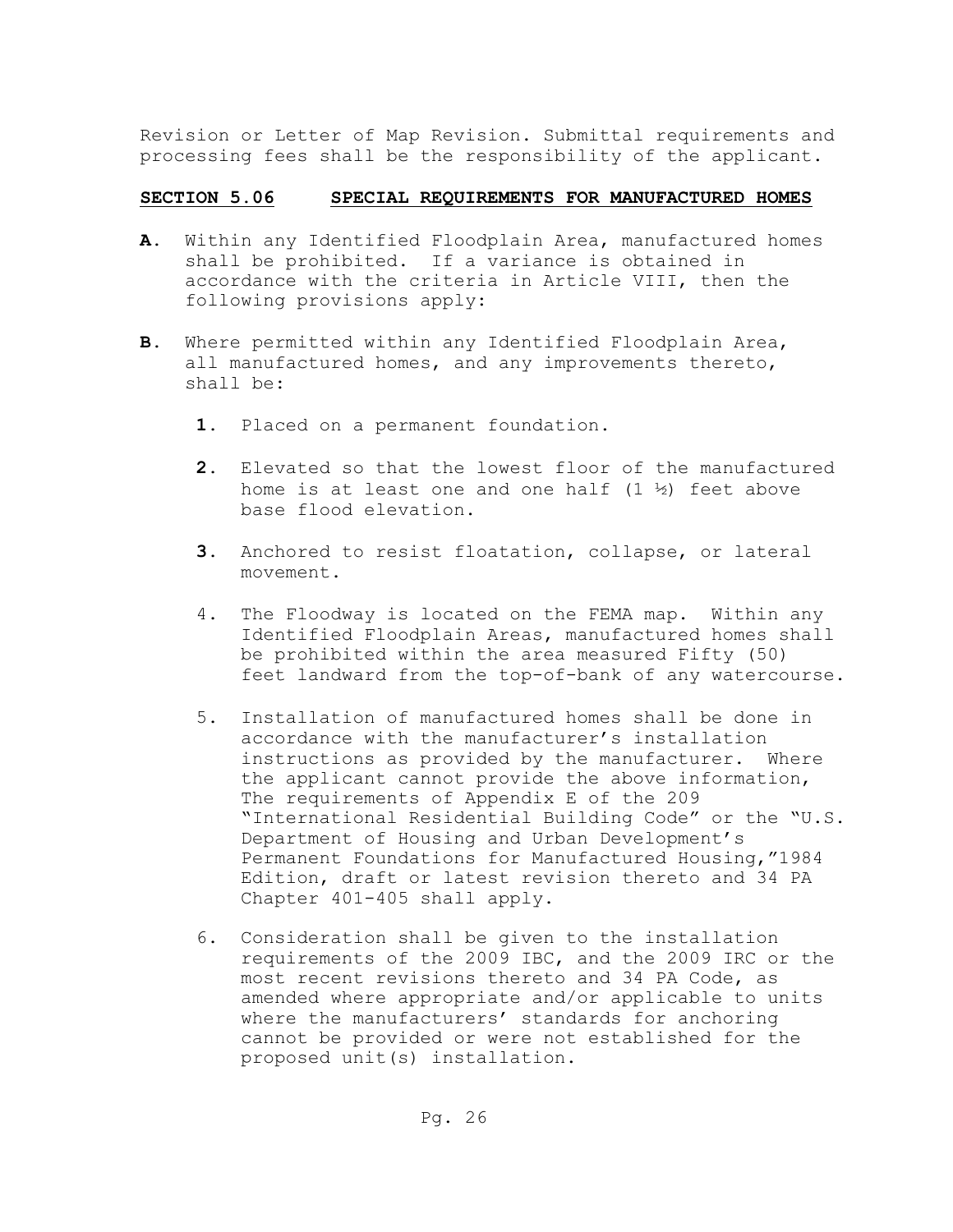Revision or Letter of Map Revision. Submittal requirements and processing fees shall be the responsibility of the applicant.

## SECTION 5.06 SPECIAL REQUIREMENTS FOR MANUFACTURED HOMES

**A**. Within any Identified Floodplain Area, manufactured homes shall be prohibited. If a variance is obtained in accordance with the criteria in Article VIII, then the following provisions apply:

**B**. Where permitted within any Identified Floodplain Area, all manufactured homes, and any improvements thereto, shall be:

**1.** Placed on a permanent foundation.

**2.** Elevated so that the lowest floor of the manufactured home is at least one and one half (1 ½) feet above base flood elevation.

**3.** Anchored to resist floatation, collapse, or lateral movement.

4. The Floodway is located on the FEMA map. Within any Identified Floodplain Areas, manufactured homes shall be prohibited within the area measured Fifty (50) feet landward from the top-of-bank of any watercourse.

5. Installation of manufactured homes shall be done in accordance with the manufacturer's installation instructions as provided by the manufacturer. Where the applicant cannot provide the above information, The requirements of Appendix E of the 209 "International Residential Building Code" or the "U.S. Department of Housing and Urban Development's Permanent Foundations for Manufactured Housing,"1984 Edition, draft or latest revision thereto and 34 PA Chapter 401-405 shall apply.

6. Consideration shall be given to the installation requirements of the 2009 IBC, and the 2009 IRC or the most recent revisions thereto and 34 PA Code, as amended where appropriate and/or applicable to units where the manufacturers' standards for anchoring cannot be provided or were not established for the proposed unit(s) installation.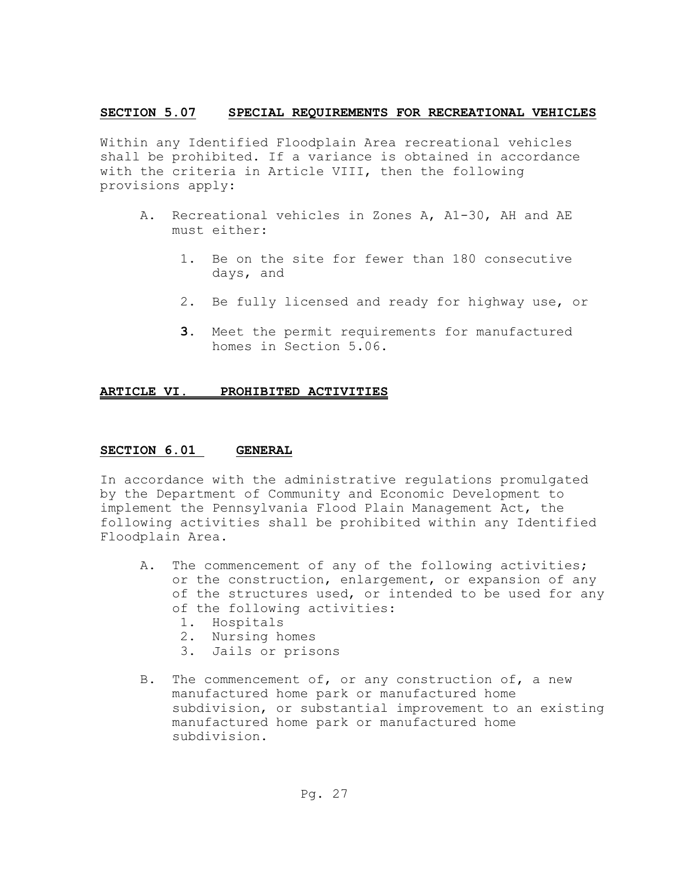## SECTION 5.07 SPECIAL REQUIREMENTS FOR RECREATIONAL VEHICLES

Within any Identified Floodplain Area recreational vehicles shall be prohibited. If a variance is obtained in accordance with the criteria in Article VIII, then the following provisions apply:

A. Recreational vehicles in Zones A, A1-30, AH and AE must either:

   1. Be on the site for fewer than 180 consecutive days, and

   2. Be fully licensed and ready for highway use, or

   **3.** Meet the permit requirements for manufactured homes in Section 5.06.

# ARTICLE VI. PROHIBITED ACTIVITIES

## SECTION 6.01 GENERAL

In accordance with the administrative regulations promulgated by the Department of Community and Economic Development to implement the Pennsylvania Flood Plain Management Act, the following activities shall be prohibited within any Identified Floodplain Area.

A. The commencement of any of the following activities; or the construction, enlargement, or expansion of any of the structures used, or intended to be used for any of the following activities:
   1. Hospitals
   2. Nursing homes
   3. Jails or prisons

B. The commencement of, or any construction of, a new manufactured home park or manufactured home subdivision, or substantial improvement to an existing manufactured home park or manufactured home subdivision.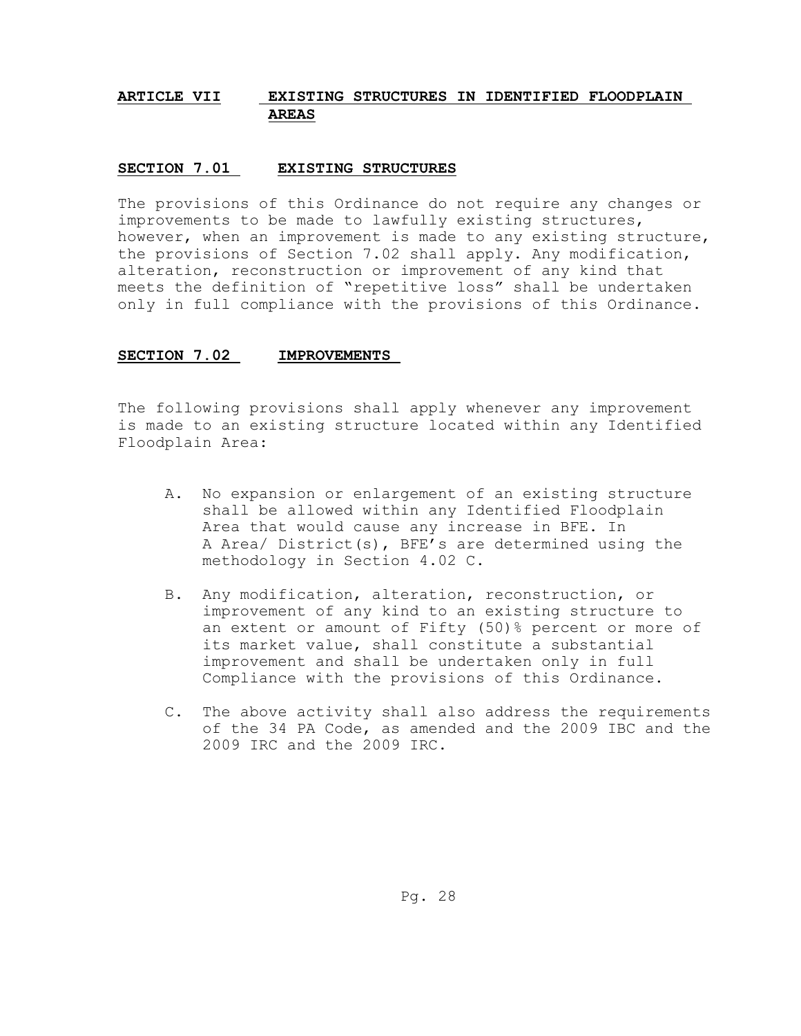## ARTICLE VII EXISTING STRUCTURES IN IDENTIFIED FLOODPLAIN AREAS

### SECTION 7.01 EXISTING STRUCTURES

The provisions of this Ordinance do not require any changes or improvements to be made to lawfully existing structures, however, when an improvement is made to any existing structure, the provisions of Section 7.02 shall apply. Any modification, alteration, reconstruction or improvement of any kind that meets the definition of "repetitive loss" shall be undertaken only in full compliance with the provisions of this Ordinance.

### SECTION 7.02 IMPROVEMENTS

The following provisions shall apply whenever any improvement is made to an existing structure located within any Identified Floodplain Area:

A. No expansion or enlargement of an existing structure shall be allowed within any Identified Floodplain Area that would cause any increase in BFE. In A Area/ District(s), BFE's are determined using the methodology in Section 4.02 C.

B. Any modification, alteration, reconstruction, or improvement of any kind to an existing structure to an extent or amount of Fifty (50)% percent or more of its market value, shall constitute a substantial improvement and shall be undertaken only in full Compliance with the provisions of this Ordinance.

C. The above activity shall also address the requirements of the 34 PA Code, as amended and the 2009 IBC and the 2009 IRC and the 2009 IRC.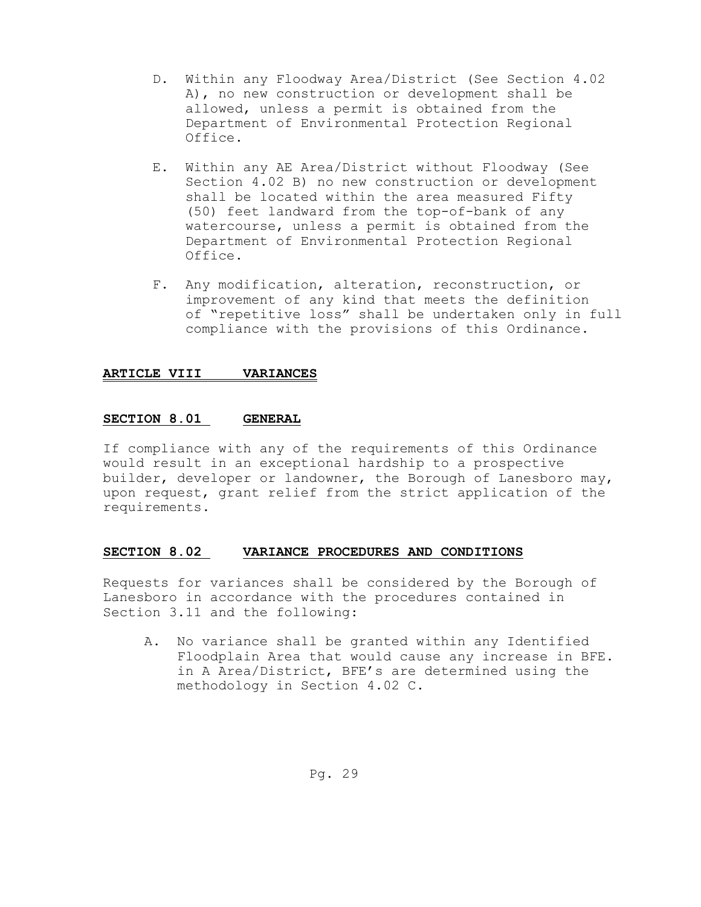D. Within any Floodway Area/District (See Section 4.02 A), no new construction or development shall be allowed, unless a permit is obtained from the Department of Environmental Protection Regional Office.

E. Within any AE Area/District without Floodway (See Section 4.02 B) no new construction or development shall be located within the area measured Fifty (50) feet landward from the top-of-bank of any watercourse, unless a permit is obtained from the Department of Environmental Protection Regional Office.

F. Any modification, alteration, reconstruction, or improvement of any kind that meets the definition of "repetitive loss" shall be undertaken only in full compliance with the provisions of this Ordinance.

## ARTICLE VIII VARIANCES

### SECTION 8.01 GENERAL

If compliance with any of the requirements of this Ordinance would result in an exceptional hardship to a prospective builder, developer or landowner, the Borough of Lanesboro may, upon request, grant relief from the strict application of the requirements.

### SECTION 8.02 VARIANCE PROCEDURES AND CONDITIONS

Requests for variances shall be considered by the Borough of Lanesboro in accordance with the procedures contained in Section 3.11 and the following:

A. No variance shall be granted within any Identified Floodplain Area that would cause any increase in BFE. in A Area/District, BFE's are determined using the methodology in Section 4.02 C.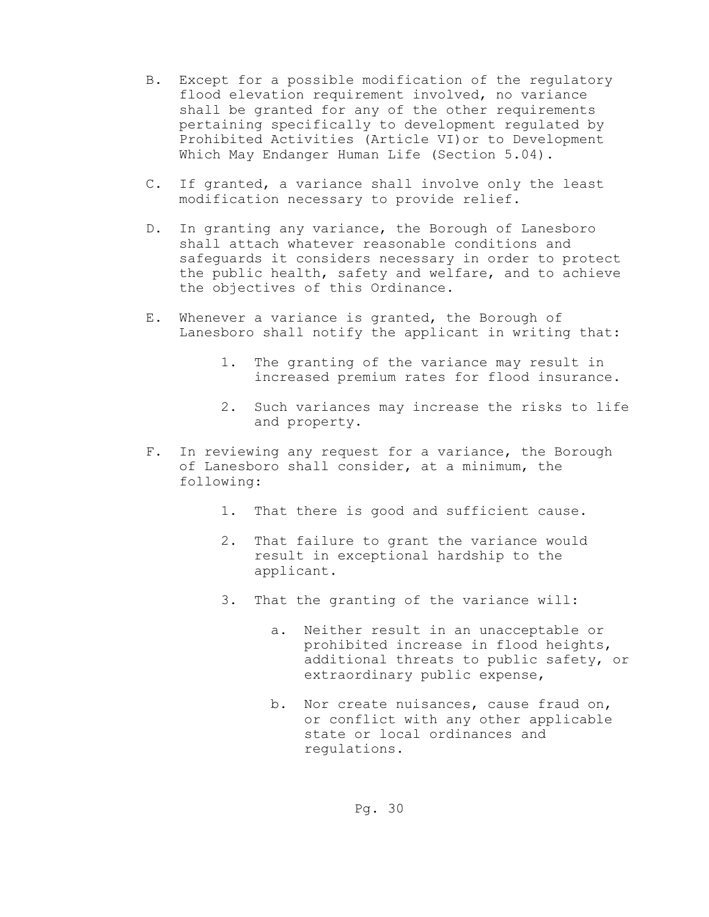B. Except for a possible modification of the regulatory flood elevation requirement involved, no variance shall be granted for any of the other requirements pertaining specifically to development regulated by Prohibited Activities (Article VI)or to Development Which May Endanger Human Life (Section 5.04).

C. If granted, a variance shall involve only the least modification necessary to provide relief.

D. In granting any variance, the Borough of Lanesboro shall attach whatever reasonable conditions and safeguards it considers necessary in order to protect the public health, safety and welfare, and to achieve the objectives of this Ordinance.

E. Whenever a variance is granted, the Borough of Lanesboro shall notify the applicant in writing that:

   1. The granting of the variance may result in increased premium rates for flood insurance.

   2. Such variances may increase the risks to life and property.

F. In reviewing any request for a variance, the Borough of Lanesboro shall consider, at a minimum, the following:

   1. That there is good and sufficient cause.

   2. That failure to grant the variance would result in exceptional hardship to the applicant.

   3. That the granting of the variance will:

      a. Neither result in an unacceptable or prohibited increase in flood heights, additional threats to public safety, or extraordinary public expense,

      b. Nor create nuisances, cause fraud on, or conflict with any other applicable state or local ordinances and regulations.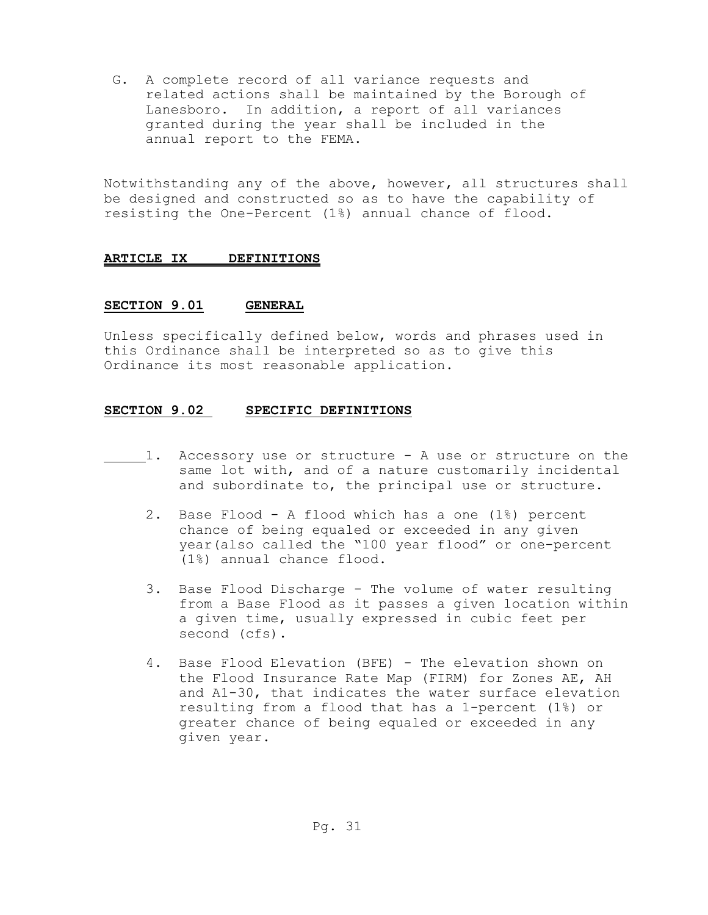G. A complete record of all variance requests and related actions shall be maintained by the Borough of Lanesboro. In addition, a report of all variances granted during the year shall be included in the annual report to the FEMA.

Notwithstanding any of the above, however, all structures shall be designed and constructed so as to have the capability of resisting the One-Percent (1%) annual chance of flood.

## ARTICLE IX DEFINITIONS

### SECTION 9.01 GENERAL

Unless specifically defined below, words and phrases used in this Ordinance shall be interpreted so as to give this Ordinance its most reasonable application.

### SECTION 9.02 SPECIFIC DEFINITIONS

1. Accessory use or structure - A use or structure on the same lot with, and of a nature customarily incidental and subordinate to, the principal use or structure.

2. Base Flood - A flood which has a one (1%) percent chance of being equaled or exceeded in any given year(also called the "100 year flood" or one-percent (1%) annual chance flood.

3. Base Flood Discharge - The volume of water resulting from a Base Flood as it passes a given location within a given time, usually expressed in cubic feet per second (cfs).

4. Base Flood Elevation (BFE) - The elevation shown on the Flood Insurance Rate Map (FIRM) for Zones AE, AH and A1-30, that indicates the water surface elevation resulting from a flood that has a 1-percent (1%) or greater chance of being equaled or exceeded in any given year.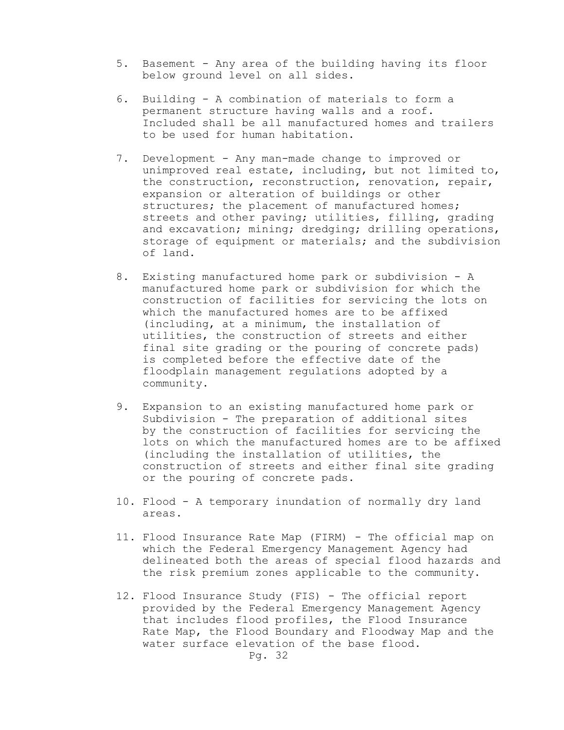5. Basement - Any area of the building having its floor below ground level on all sides.

6. Building - A combination of materials to form a permanent structure having walls and a roof. Included shall be all manufactured homes and trailers to be used for human habitation.

7. Development - Any man-made change to improved or unimproved real estate, including, but not limited to, the construction, reconstruction, renovation, repair, expansion or alteration of buildings or other structures; the placement of manufactured homes; streets and other paving; utilities, filling, grading and excavation; mining; dredging; drilling operations, storage of equipment or materials; and the subdivision of land.

8. Existing manufactured home park or subdivision - A manufactured home park or subdivision for which the construction of facilities for servicing the lots on which the manufactured homes are to be affixed (including, at a minimum, the installation of utilities, the construction of streets and either final site grading or the pouring of concrete pads) is completed before the effective date of the floodplain management regulations adopted by a community.

9. Expansion to an existing manufactured home park or Subdivision - The preparation of additional sites by the construction of facilities for servicing the lots on which the manufactured homes are to be affixed (including the installation of utilities, the construction of streets and either final site grading or the pouring of concrete pads.

10. Flood - A temporary inundation of normally dry land areas.

11. Flood Insurance Rate Map (FIRM) - The official map on which the Federal Emergency Management Agency had delineated both the areas of special flood hazards and the risk premium zones applicable to the community.

12. Flood Insurance Study (FIS) - The official report provided by the Federal Emergency Management Agency that includes flood profiles, the Flood Insurance Rate Map, the Flood Boundary and Floodway Map and the water surface elevation of the base flood.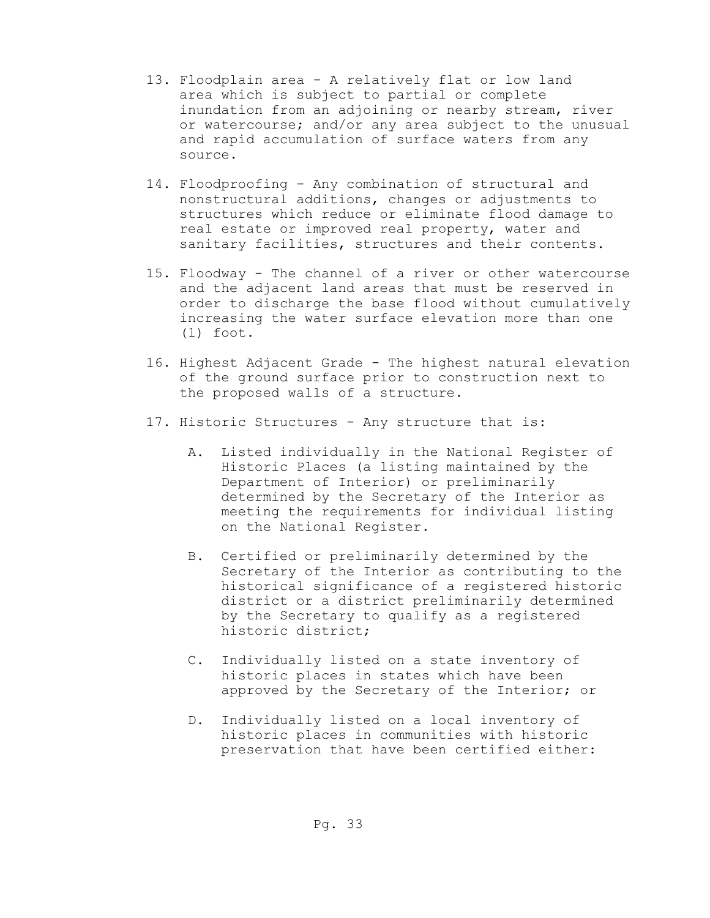13. Floodplain area - A relatively flat or low land area which is subject to partial or complete inundation from an adjoining or nearby stream, river or watercourse; and/or any area subject to the unusual and rapid accumulation of surface waters from any source.

14. Floodproofing - Any combination of structural and nonstructural additions, changes or adjustments to structures which reduce or eliminate flood damage to real estate or improved real property, water and sanitary facilities, structures and their contents.

15. Floodway - The channel of a river or other watercourse and the adjacent land areas that must be reserved in order to discharge the base flood without cumulatively increasing the water surface elevation more than one (1) foot.

16. Highest Adjacent Grade - The highest natural elevation of the ground surface prior to construction next to the proposed walls of a structure.

17. Historic Structures - Any structure that is:

    A. Listed individually in the National Register of Historic Places (a listing maintained by the Department of Interior) or preliminarily determined by the Secretary of the Interior as meeting the requirements for individual listing on the National Register.

    B. Certified or preliminarily determined by the Secretary of the Interior as contributing to the historical significance of a registered historic district or a district preliminarily determined by the Secretary to qualify as a registered historic district;

    C. Individually listed on a state inventory of historic places in states which have been approved by the Secretary of the Interior; or

    D. Individually listed on a local inventory of historic places in communities with historic preservation that have been certified either: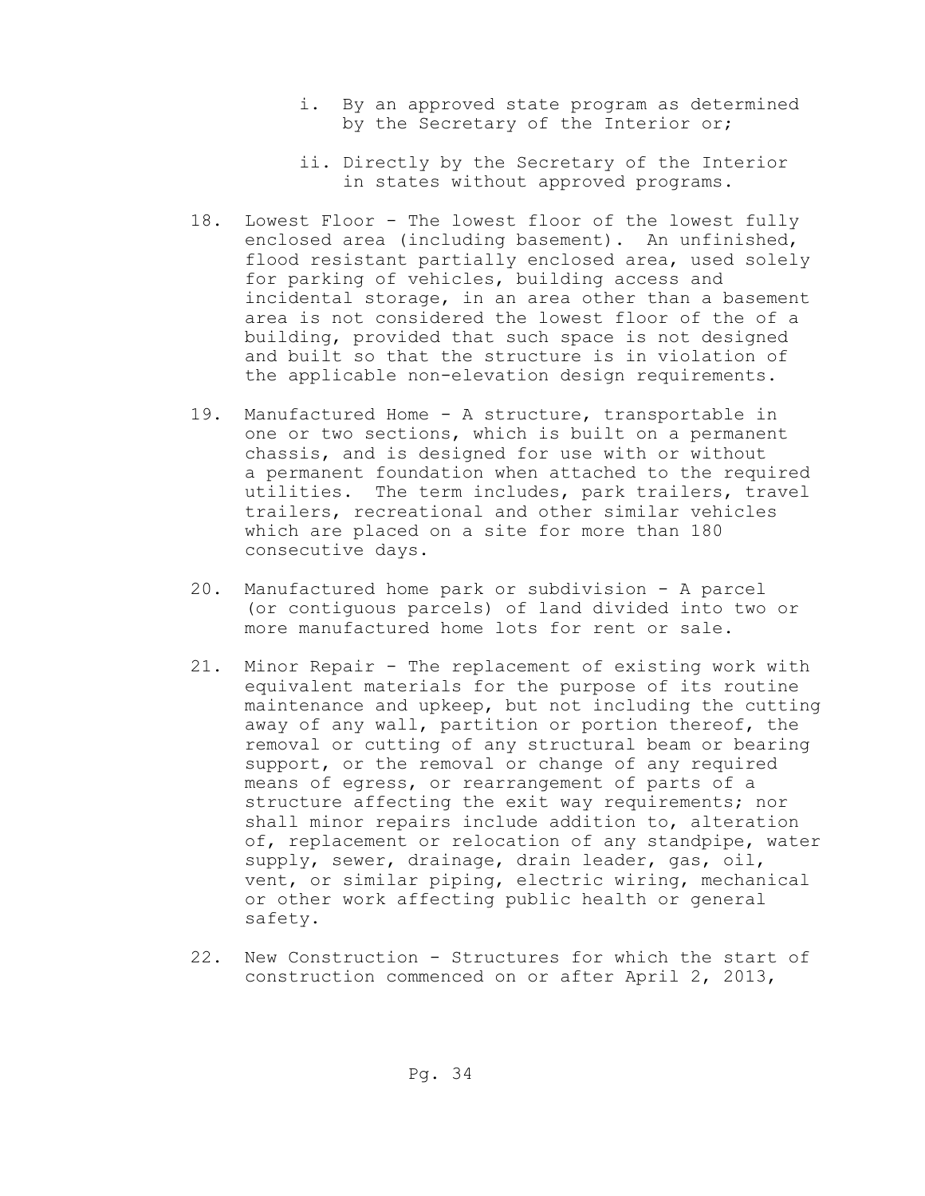i. By an approved state program as determined by the Secretary of the Interior or;

   ii. Directly by the Secretary of the Interior in states without approved programs.

18. Lowest Floor - The lowest floor of the lowest fully enclosed area (including basement). An unfinished, flood resistant partially enclosed area, used solely for parking of vehicles, building access and incidental storage, in an area other than a basement area is not considered the lowest floor of the of a building, provided that such space is not designed and built so that the structure is in violation of the applicable non-elevation design requirements.

19. Manufactured Home - A structure, transportable in one or two sections, which is built on a permanent chassis, and is designed for use with or without a permanent foundation when attached to the required utilities. The term includes, park trailers, travel trailers, recreational and other similar vehicles which are placed on a site for more than 180 consecutive days.

20. Manufactured home park or subdivision - A parcel (or contiguous parcels) of land divided into two or more manufactured home lots for rent or sale.

21. Minor Repair - The replacement of existing work with equivalent materials for the purpose of its routine maintenance and upkeep, but not including the cutting away of any wall, partition or portion thereof, the removal or cutting of any structural beam or bearing support, or the removal or change of any required means of egress, or rearrangement of parts of a structure affecting the exit way requirements; nor shall minor repairs include addition to, alteration of, replacement or relocation of any standpipe, water supply, sewer, drainage, drain leader, gas, oil, vent, or similar piping, electric wiring, mechanical or other work affecting public health or general safety.

22. New Construction - Structures for which the start of construction commenced on or after April 2, 2013,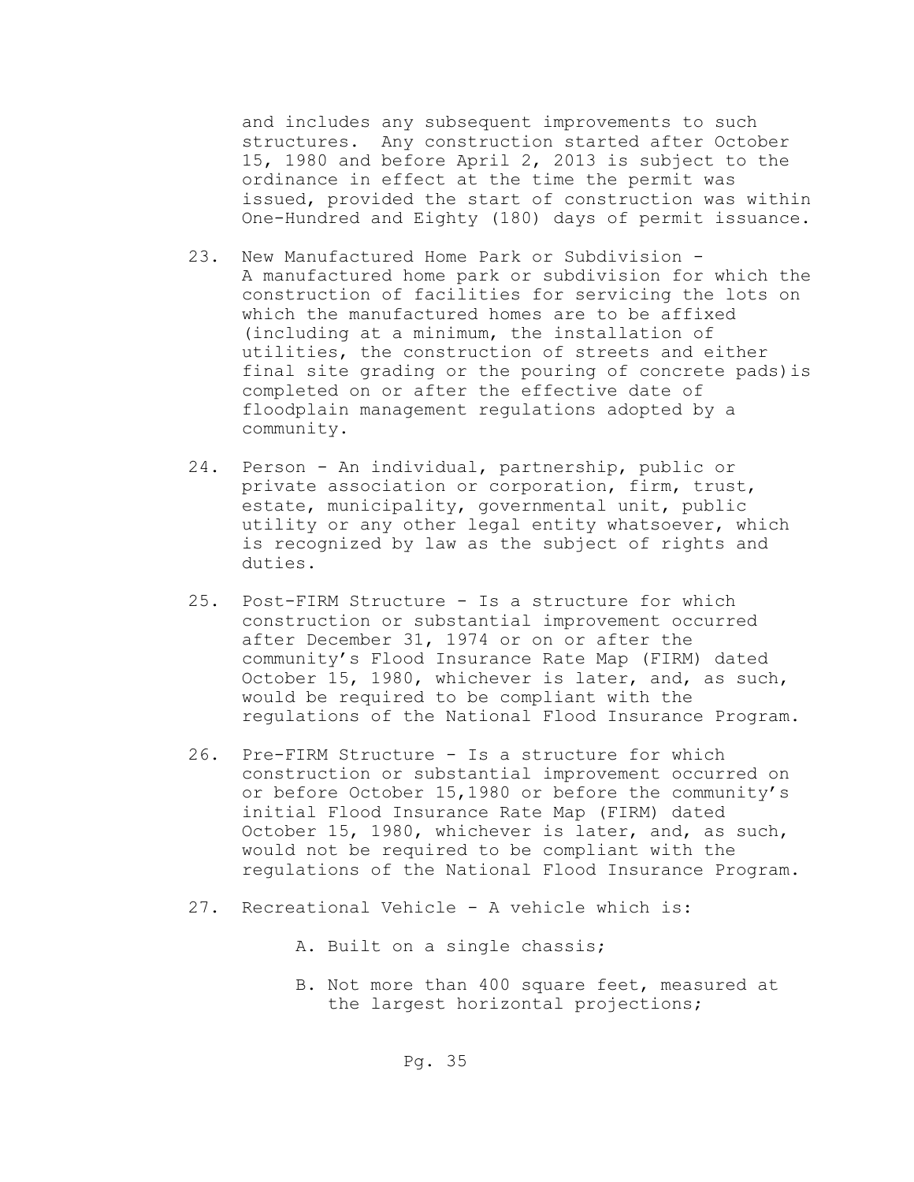and includes any subsequent improvements to such structures. Any construction started after October 15, 1980 and before April 2, 2013 is subject to the ordinance in effect at the time the permit was issued, provided the start of construction was within One-Hundred and Eighty (180) days of permit issuance.

23. New Manufactured Home Park or Subdivision - A manufactured home park or subdivision for which the construction of facilities for servicing the lots on which the manufactured homes are to be affixed (including at a minimum, the installation of utilities, the construction of streets and either final site grading or the pouring of concrete pads)is completed on or after the effective date of floodplain management regulations adopted by a community.

24. Person - An individual, partnership, public or private association or corporation, firm, trust, estate, municipality, governmental unit, public utility or any other legal entity whatsoever, which is recognized by law as the subject of rights and duties.

25. Post-FIRM Structure - Is a structure for which construction or substantial improvement occurred after December 31, 1974 or on or after the community's Flood Insurance Rate Map (FIRM) dated October 15, 1980, whichever is later, and, as such, would be required to be compliant with the regulations of the National Flood Insurance Program.

26. Pre-FIRM Structure - Is a structure for which construction or substantial improvement occurred on or before October 15,1980 or before the community's initial Flood Insurance Rate Map (FIRM) dated October 15, 1980, whichever is later, and, as such, would not be required to be compliant with the regulations of the National Flood Insurance Program.

27. Recreational Vehicle - A vehicle which is:

    A. Built on a single chassis;

    B. Not more than 400 square feet, measured at the largest horizontal projections;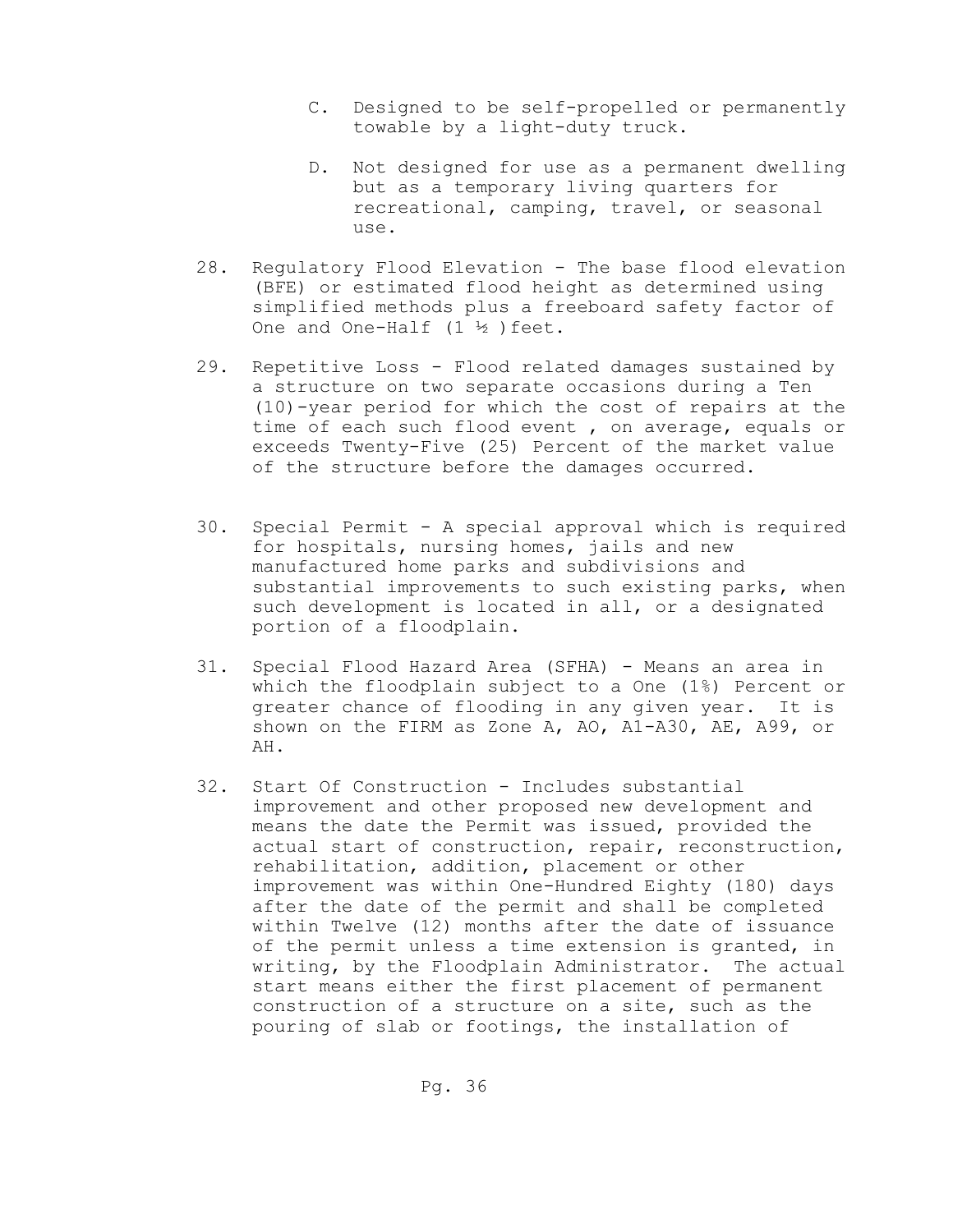C. Designed to be self-propelled or permanently towable by a light-duty truck.

D. Not designed for use as a permanent dwelling but as a temporary living quarters for recreational, camping, travel, or seasonal use.

28. Regulatory Flood Elevation - The base flood elevation (BFE) or estimated flood height as determined using simplified methods plus a freeboard safety factor of One and One-Half (1 ½ )feet.

29. Repetitive Loss - Flood related damages sustained by a structure on two separate occasions during a Ten (10)-year period for which the cost of repairs at the time of each such flood event , on average, equals or exceeds Twenty-Five (25) Percent of the market value of the structure before the damages occurred.

30. Special Permit - A special approval which is required for hospitals, nursing homes, jails and new manufactured home parks and subdivisions and substantial improvements to such existing parks, when such development is located in all, or a designated portion of a floodplain.

31. Special Flood Hazard Area (SFHA) - Means an area in which the floodplain subject to a One (1%) Percent or greater chance of flooding in any given year. It is shown on the FIRM as Zone A, AO, A1-A30, AE, A99, or AH.

32. Start Of Construction - Includes substantial improvement and other proposed new development and means the date the Permit was issued, provided the actual start of construction, repair, reconstruction, rehabilitation, addition, placement or other improvement was within One-Hundred Eighty (180) days after the date of the permit and shall be completed within Twelve (12) months after the date of issuance of the permit unless a time extension is granted, in writing, by the Floodplain Administrator. The actual start means either the first placement of permanent construction of a structure on a site, such as the pouring of slab or footings, the installation of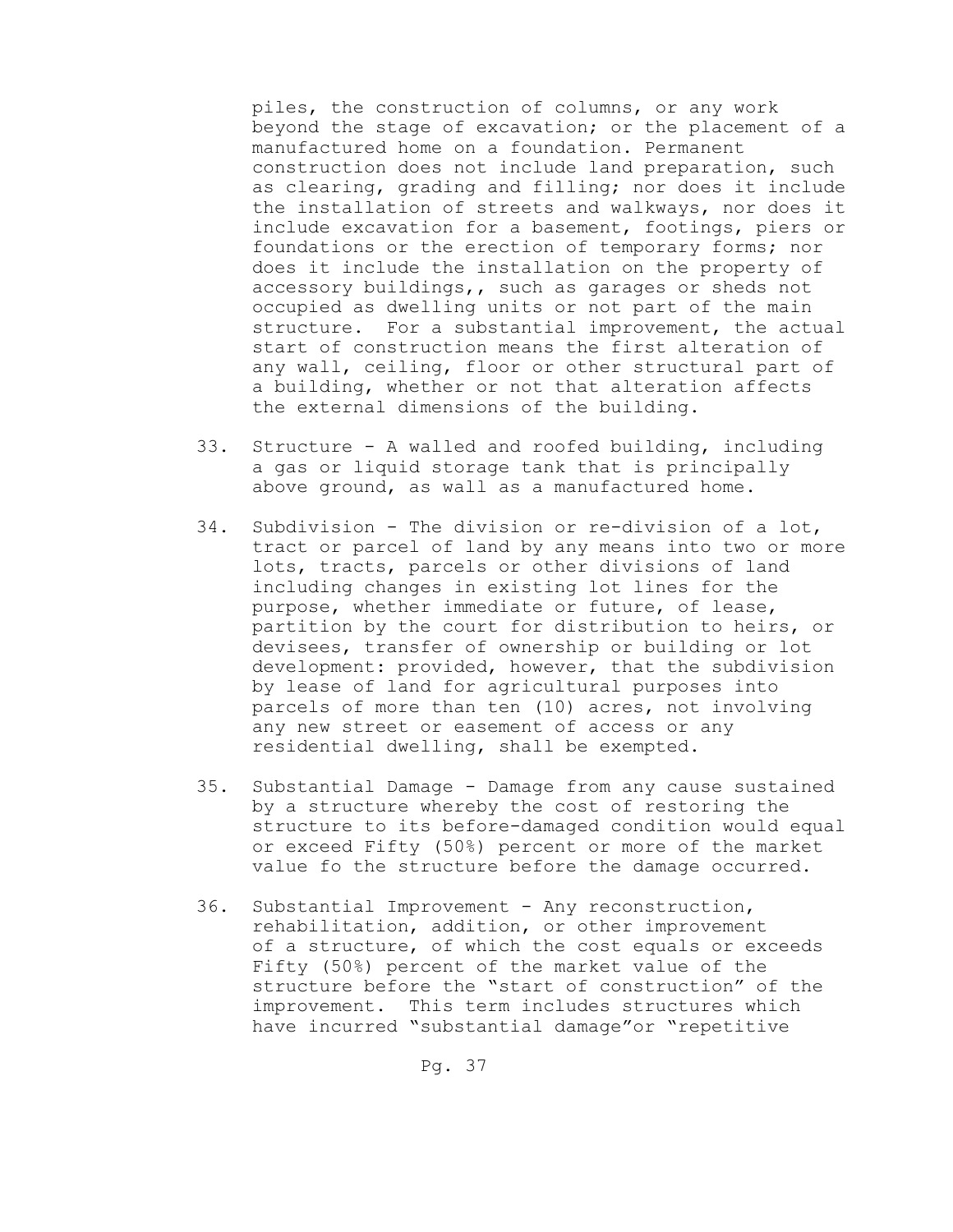piles, the construction of columns, or any work beyond the stage of excavation; or the placement of a manufactured home on a foundation. Permanent construction does not include land preparation, such as clearing, grading and filling; nor does it include the installation of streets and walkways, nor does it include excavation for a basement, footings, piers or foundations or the erection of temporary forms; nor does it include the installation on the property of accessory buildings,, such as garages or sheds not occupied as dwelling units or not part of the main structure. For a substantial improvement, the actual start of construction means the first alteration of any wall, ceiling, floor or other structural part of a building, whether or not that alteration affects the external dimensions of the building.

33. Structure - A walled and roofed building, including a gas or liquid storage tank that is principally above ground, as wall as a manufactured home.

34. Subdivision - The division or re-division of a lot, tract or parcel of land by any means into two or more lots, tracts, parcels or other divisions of land including changes in existing lot lines for the purpose, whether immediate or future, of lease, partition by the court for distribution to heirs, or devisees, transfer of ownership or building or lot development: provided, however, that the subdivision by lease of land for agricultural purposes into parcels of more than ten (10) acres, not involving any new street or easement of access or any residential dwelling, shall be exempted.

35. Substantial Damage - Damage from any cause sustained by a structure whereby the cost of restoring the structure to its before-damaged condition would equal or exceed Fifty (50%) percent or more of the market value fo the structure before the damage occurred.

36. Substantial Improvement - Any reconstruction, rehabilitation, addition, or other improvement of a structure, of which the cost equals or exceeds Fifty (50%) percent of the market value of the structure before the "start of construction" of the improvement. This term includes structures which have incurred "substantial damage"or "repetitive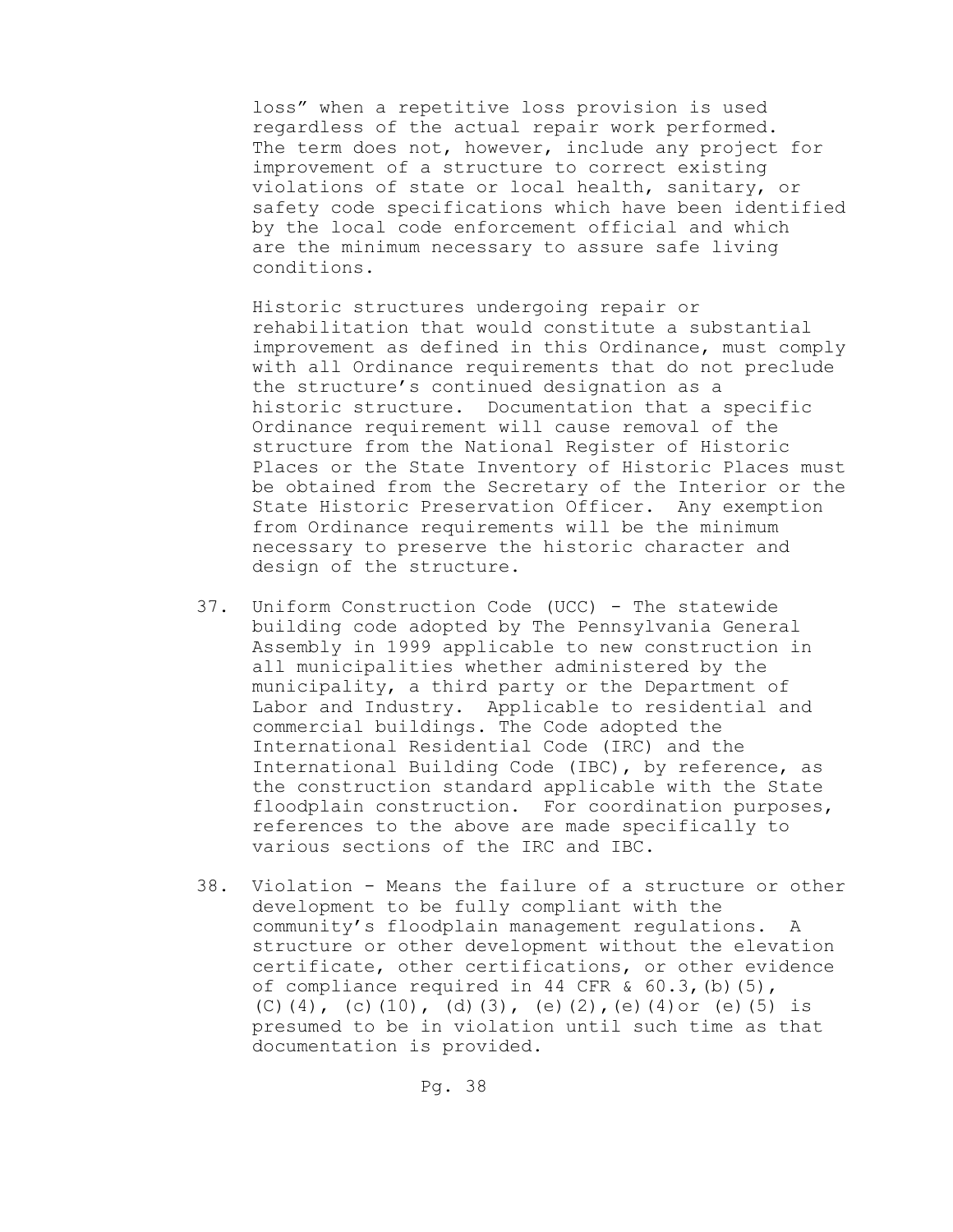loss" when a repetitive loss provision is used regardless of the actual repair work performed. The term does not, however, include any project for improvement of a structure to correct existing violations of state or local health, sanitary, or safety code specifications which have been identified by the local code enforcement official and which are the minimum necessary to assure safe living conditions.

Historic structures undergoing repair or rehabilitation that would constitute a substantial improvement as defined in this Ordinance, must comply with all Ordinance requirements that do not preclude the structure's continued designation as a historic structure. Documentation that a specific Ordinance requirement will cause removal of the structure from the National Register of Historic Places or the State Inventory of Historic Places must be obtained from the Secretary of the Interior or the State Historic Preservation Officer. Any exemption from Ordinance requirements will be the minimum necessary to preserve the historic character and design of the structure.

37. Uniform Construction Code (UCC) - The statewide building code adopted by The Pennsylvania General Assembly in 1999 applicable to new construction in all municipalities whether administered by the municipality, a third party or the Department of Labor and Industry. Applicable to residential and commercial buildings. The Code adopted the International Residential Code (IRC) and the International Building Code (IBC), by reference, as the construction standard applicable with the State floodplain construction. For coordination purposes, references to the above are made specifically to various sections of the IRC and IBC.

38. Violation - Means the failure of a structure or other development to be fully compliant with the community's floodplain management regulations. A structure or other development without the elevation certificate, other certifications, or other evidence of compliance required in 44 CFR & 60.3,(b)(5), (C)(4), (c)(10), (d)(3), (e)(2),(e)(4)or (e)(5) is presumed to be in violation until such time as that documentation is provided.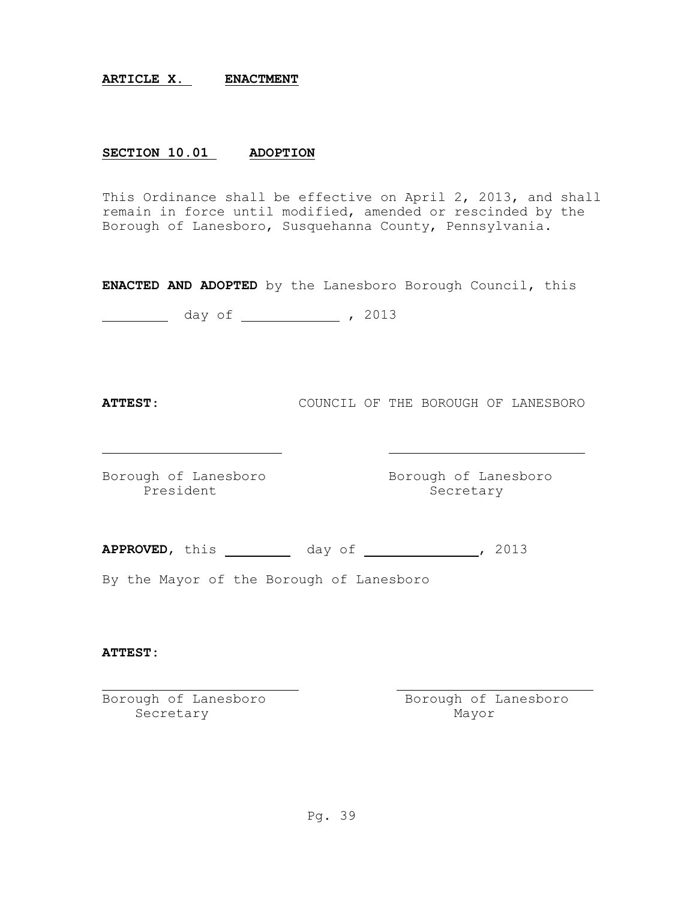## ARTICLE X. ENACTMENT

### SECTION 10.01 ADOPTION

This Ordinance shall be effective on April 2, 2013, and shall remain in force until modified, amended or rescinded by the Borough of Lanesboro, Susquehanna County, Pennsylvania.

**ENACTED AND ADOPTED** by the Lanesboro Borough Council, this

\_\_\_\_\_\_\_\_ day of \_\_\_\_\_\_\_\_\_\_\_\_ , 2013

**ATTEST:** COUNCIL OF THE BOROUGH OF LANESBORO

\_\_\_\_\_\_\_\_\_\_\_\_\_\_\_\_\_\_\_\_\_\_ \_\_\_\_\_\_\_\_\_\_\_\_\_\_\_\_\_\_\_\_\_\_

Borough of Lanesboro President

Borough of Lanesboro Secretary

**APPROVED**, this \_\_\_\_\_\_\_\_ day of \_\_\_\_\_\_\_\_\_\_\_\_\_\_, 2013

By the Mayor of the Borough of Lanesboro

**ATTEST:**

\_\_\_\_\_\_\_\_\_\_\_\_\_\_\_\_\_\_\_\_\_\_ \_\_\_\_\_\_\_\_\_\_\_\_\_\_\_\_\_\_\_\_\_\_

Borough of Lanesboro Secretary

Borough of Lanesboro Mayor